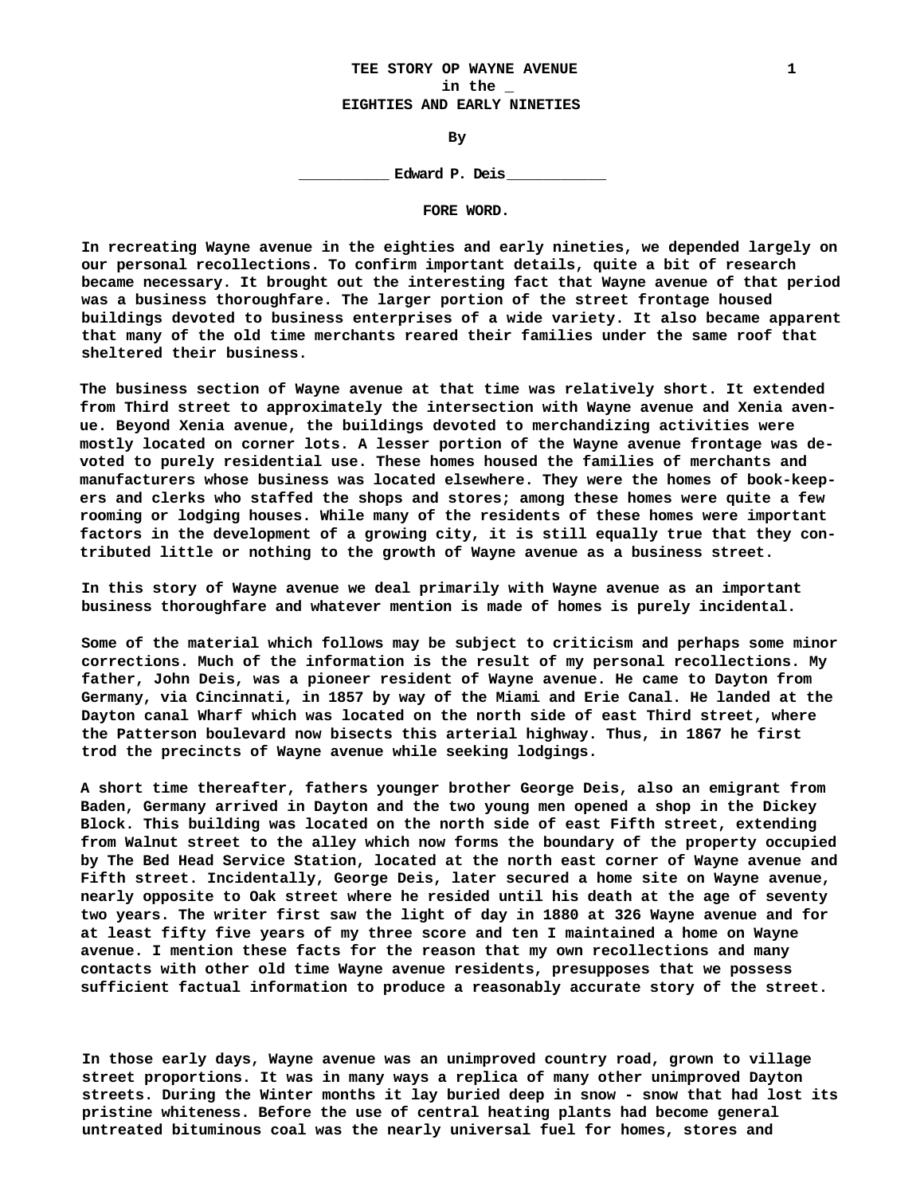# TEE STORY OP WAYNE AVENUE
## in the _
## EIGHTIES AND EARLY NINETIES

By

__________ Edward P. Deis___________

### FORE WORD.

In recreating Wayne avenue in the eighties and early nineties, we depended largely on our personal recollections. To confirm important details, quite a bit of research became necessary. It brought out the interesting fact that Wayne avenue of that period was a business thoroughfare. The larger portion of the street frontage housed buildings devoted to business enterprises of a wide variety. It also became apparent that many of the old time merchants reared their families under the same roof that sheltered their business.

The business section of Wayne avenue at that time was relatively short. It extended from Third street to approximately the intersection with Wayne avenue and Xenia avenue. Beyond Xenia avenue, the buildings devoted to merchandizing activities were mostly located on corner lots. A lesser portion of the Wayne avenue frontage was devoted to purely residential use. These homes housed the families of merchants and manufacturers whose business was located elsewhere. They were the homes of book-keepers and clerks who staffed the shops and stores; among these homes were quite a few rooming or lodging houses. While many of the residents of these homes were important factors in the development of a growing city, it is still equally true that they contributed little or nothing to the growth of Wayne avenue as a business street.

In this story of Wayne avenue we deal primarily with Wayne avenue as an important business thoroughfare and whatever mention is made of homes is purely incidental.

Some of the material which follows may be subject to criticism and perhaps some minor corrections. Much of the information is the result of my personal recollections. My father, John Deis, was a pioneer resident of Wayne avenue. He came to Dayton from Germany, via Cincinnati, in 1857 by way of the Miami and Erie Canal. He landed at the Dayton canal Wharf which was located on the north side of east Third street, where the Patterson boulevard now bisects this arterial highway. Thus, in 1867 he first trod the precincts of Wayne avenue while seeking lodgings.

A short time thereafter, fathers younger brother George Deis, also an emigrant from Baden, Germany arrived in Dayton and the two young men opened a shop in the Dickey Block. This building was located on the north side of east Fifth street, extending from Walnut street to the alley which now forms the boundary of the property occupied by The Bed Head Service Station, located at the north east corner of Wayne avenue and Fifth street. Incidentally, George Deis, later secured a home site on Wayne avenue, nearly opposite to Oak street where he resided until his death at the age of seventy two years. The writer first saw the light of day in 1880 at 326 Wayne avenue and for at least fifty five years of my three score and ten I maintained a home on Wayne avenue. I mention these facts for the reason that my own recollections and many contacts with other old time Wayne avenue residents, presupposes that we possess sufficient factual information to produce a reasonably accurate story of the street.

In those early days, Wayne avenue was an unimproved country road, grown to village street proportions. It was in many ways a replica of many other unimproved Dayton streets. During the Winter months it lay buried deep in snow - snow that had lost its pristine whiteness. Before the use of central heating plants had become general untreated bituminous coal was the nearly universal fuel for homes, stores and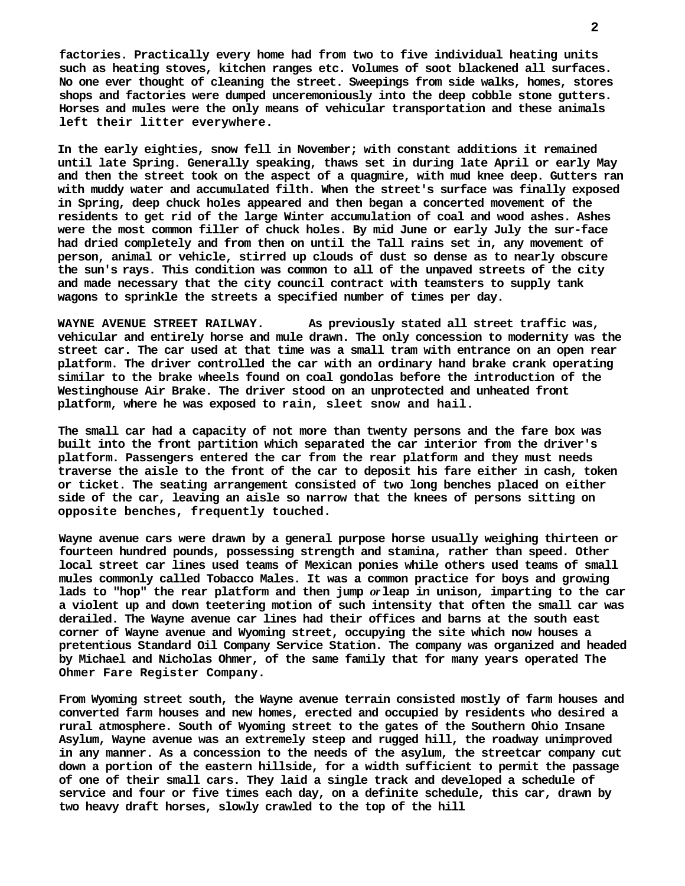**factories. Practically every home had from two to five individual heating units such as heating stoves, kitchen ranges etc. Volumes of soot blackened all surfaces. No one ever thought of cleaning the street. Sweepings from side walks, homes, stores shops and factories were dumped unceremoniously into the deep cobble stone gutters. Horses and mules were the only means of vehicular transportation and these animals left their litter everywhere.**

**In the early eighties, snow fell in November; with constant additions it remained until late Spring. Generally speaking, thaws set in during late April or early May and then the street took on the aspect of a quagmire, with mud knee deep. Gutters ran with muddy water and accumulated filth. When the street's surface was finally exposed in Spring, deep chuck holes appeared and then began a concerted movement of the residents to get rid of the large Winter accumulation of coal and wood ashes. Ashes were the most common filler of chuck holes. By mid June or early July the sur-face had dried completely and from then on until the Tall rains set in, any movement of person, animal or vehicle, stirred up clouds of dust so dense as to nearly obscure the sun's rays. This condition was common to all of the unpaved streets of the city and made necessary that the city council contract with teamsters to supply tank wagons to sprinkle the streets a specified number of times per day.**

**WAYNE AVENUE STREET RAILWAY.** **As previously stated all street traffic was, vehicular and entirely horse and mule drawn. The only concession to modernity was the street car. The car used at that time was a small tram with entrance on an open rear platform. The driver controlled the car with an ordinary hand brake crank operating similar to the brake wheels found on coal gondolas before the introduction of the Westinghouse Air Brake. The driver stood on an unprotected and unheated front platform, where he was exposed to rain, sleet snow and hail.**

**The small car had a capacity of not more than twenty persons and the fare box was built into the front partition which separated the car interior from the driver's platform. Passengers entered the car from the rear platform and they must needs traverse the aisle to the front of the car to deposit his fare either in cash, token or ticket. The seating arrangement consisted of two long benches placed on either side of the car, leaving an aisle so narrow that the knees of persons sitting on opposite benches, frequently touched.**

**Wayne avenue cars were drawn by a general purpose horse usually weighing thirteen or fourteen hundred pounds, possessing strength and stamina, rather than speed. Other local street car lines used teams of Mexican ponies while others used teams of small mules commonly called Tobacco Males. It was a common practice for boys and growing lads to "hop" the rear platform and then jump *or* leap in unison, imparting to the car a violent up and down teetering motion of such intensity that often the small car was derailed. The Wayne avenue car lines had their offices and barns at the south east corner of Wayne avenue and Wyoming street, occupying the site which now houses a pretentious Standard Oil Company Service Station. The company was organized and headed by Michael and Nicholas Ohmer, of the same family that for many years operated The Ohmer Fare Register Company.**

**From Wyoming street south, the Wayne avenue terrain consisted mostly of farm houses and converted farm houses and new homes, erected and occupied by residents who desired a rural atmosphere. South of Wyoming street to the gates of the Southern Ohio Insane Asylum, Wayne avenue was an extremely steep and rugged hill, the roadway unimproved in any manner. As a concession to the needs of the asylum, the streetcar company cut down a portion of the eastern hillside, for a width sufficient to permit the passage of one of their small cars. They laid a single track and developed a schedule of service and four or five times each day, on a definite schedule, this car, drawn by two heavy draft horses, slowly crawled to the top of the hill**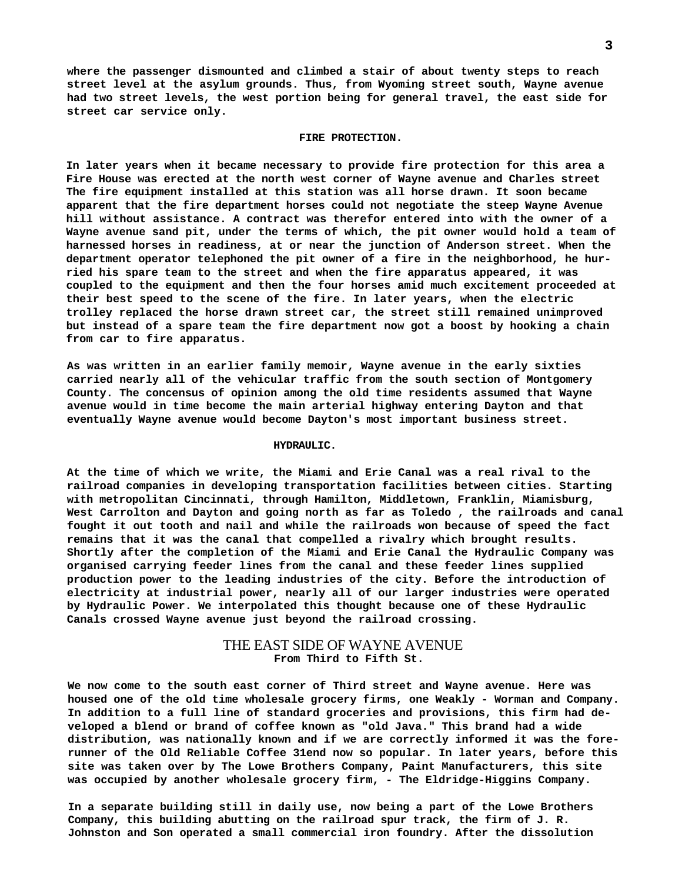where the passenger dismounted and climbed a stair of about twenty steps to reach street level at the asylum grounds. Thus, from Wyoming street south, Wayne avenue had two street levels, the west portion being for general travel, the east side for street car service only.

## FIRE PROTECTION.

In later years when it became necessary to provide fire protection for this area a Fire House was erected at the north west corner of Wayne avenue and Charles street The fire equipment installed at this station was all horse drawn. It soon became apparent that the fire department horses could not negotiate the steep Wayne Avenue hill without assistance. A contract was therefor entered into with the owner of a Wayne avenue sand pit, under the terms of which, the pit owner would hold a team of harnessed horses in readiness, at or near the junction of Anderson street. When the department operator telephoned the pit owner of a fire in the neighborhood, he hurried his spare team to the street and when the fire apparatus appeared, it was coupled to the equipment and then the four horses amid much excitement proceeded at their best speed to the scene of the fire. In later years, when the electric trolley replaced the horse drawn street car, the street still remained unimproved but instead of a spare team the fire department now got a boost by hooking a chain from car to fire apparatus.

As was written in an earlier family memoir, Wayne avenue in the early sixties carried nearly all of the vehicular traffic from the south section of Montgomery County. The concensus of opinion among the old time residents assumed that Wayne avenue would in time become the main arterial highway entering Dayton and that eventually Wayne avenue would become Dayton's most important business street.

## HYDRAULIC.

At the time of which we write, the Miami and Erie Canal was a real rival to the railroad companies in developing transportation facilities between cities. Starting with metropolitan Cincinnati, through Hamilton, Middletown, Franklin, Miamisburg, West Carrolton and Dayton and going north as far as Toledo , the railroads and canal fought it out tooth and nail and while the railroads won because of speed the fact remains that it was the canal that compelled a rivalry which brought results. Shortly after the completion of the Miami and Erie Canal the Hydraulic Company was organised carrying feeder lines from the canal and these feeder lines supplied production power to the leading industries of the city. Before the introduction of electricity at industrial power, nearly all of our larger industries were operated by Hydraulic Power. We interpolated this thought because one of these Hydraulic Canals crossed Wayne avenue just beyond the railroad crossing.

## THE EAST SIDE OF WAYNE AVENUE
**From Third to Fifth St.**

We now come to the south east corner of Third street and Wayne avenue. Here was housed one of the old time wholesale grocery firms, one Weakly - Worman and Company. In addition to a full line of standard groceries and provisions, this firm had developed a blend or brand of coffee known as "old Java." This brand had a wide distribution, was nationally known and if we are correctly informed it was the forerunner of the Old Reliable Coffee 31end now so popular. In later years, before this site was taken over by The Lowe Brothers Company, Paint Manufacturers, this site was occupied by another wholesale grocery firm, - The Eldridge-Higgins Company.

In a separate building still in daily use, now being a part of the Lowe Brothers Company, this building abutting on the railroad spur track, the firm of J. R. Johnston and Son operated a small commercial iron foundry. After the dissolution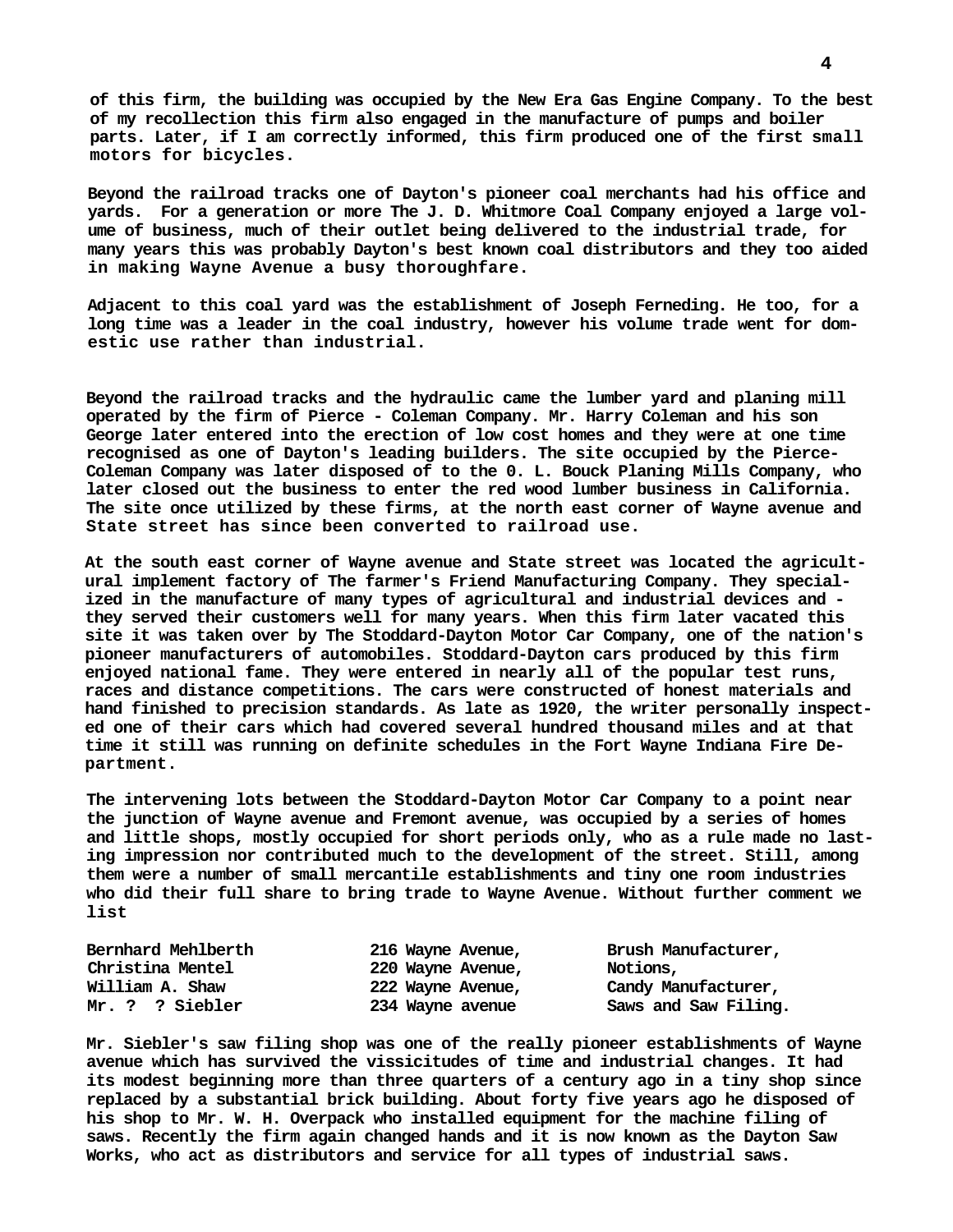of this firm, the building was occupied by the New Era Gas Engine Company. To the best of my recollection this firm also engaged in the manufacture of pumps and boiler parts. Later, if I am correctly informed, this firm produced one of the first small motors for bicycles.

Beyond the railroad tracks one of Dayton's pioneer coal merchants had his office and yards. For a generation or more The J. D. Whitmore Coal Company enjoyed a large volume of business, much of their outlet being delivered to the industrial trade, for many years this was probably Dayton's best known coal distributors and they too aided in making Wayne Avenue a busy thoroughfare.

Adjacent to this coal yard was the establishment of Joseph Ferneding. He too, for a long time was a leader in the coal industry, however his volume trade went for domestic use rather than industrial.

Beyond the railroad tracks and the hydraulic came the lumber yard and planing mill operated by the firm of Pierce - Coleman Company. Mr. Harry Coleman and his son George later entered into the erection of low cost homes and they were at one time recognised as one of Dayton's leading builders. The site occupied by the Pierce-Coleman Company was later disposed of to the 0. L. Bouck Planing Mills Company, who later closed out the business to enter the red wood lumber business in California. The site once utilized by these firms, at the north east corner of Wayne avenue and State street has since been converted to railroad use.

At the south east corner of Wayne avenue and State street was located the agricultural implement factory of The farmer's Friend Manufacturing Company. They specialized in the manufacture of many types of agricultural and industrial devices and - they served their customers well for many years. When this firm later vacated this site it was taken over by The Stoddard-Dayton Motor Car Company, one of the nation's pioneer manufacturers of automobiles. Stoddard-Dayton cars produced by this firm enjoyed national fame. They were entered in nearly all of the popular test runs, races and distance competitions. The cars were constructed of honest materials and hand finished to precision standards. As late as 1920, the writer personally inspected one of their cars which had covered several hundred thousand miles and at that time it still was running on definite schedules in the Fort Wayne Indiana Fire Department.

The intervening lots between the Stoddard-Dayton Motor Car Company to a point near the junction of Wayne avenue and Fremont avenue, was occupied by a series of homes and little shops, mostly occupied for short periods only, who as a rule made no lasting impression nor contributed much to the development of the street. Still, among them were a number of small mercantile establishments and tiny one room industries who did their full share to bring trade to Wayne Avenue. Without further comment we list

| | | |
|---|---|---|
| Bernhard Mehlberth | 216 Wayne Avenue, | Brush Manufacturer, |
| Christina Mentel | 220 Wayne Avenue, | Notions, |
| William A. Shaw | 222 Wayne Avenue, | Candy Manufacturer, |
| Mr. ? ? Siebler | 234 Wayne avenue | Saws and Saw Filing. |

Mr. Siebler's saw filing shop was one of the really pioneer establishments of Wayne avenue which has survived the vissicitudes of time and industrial changes. It had its modest beginning more than three quarters of a century ago in a tiny shop since replaced by a substantial brick building. About forty five years ago he disposed of his shop to Mr. W. H. Overpack who installed equipment for the machine filing of saws. Recently the firm again changed hands and it is now known as the Dayton Saw Works, who act as distributors and service for all types of industrial saws.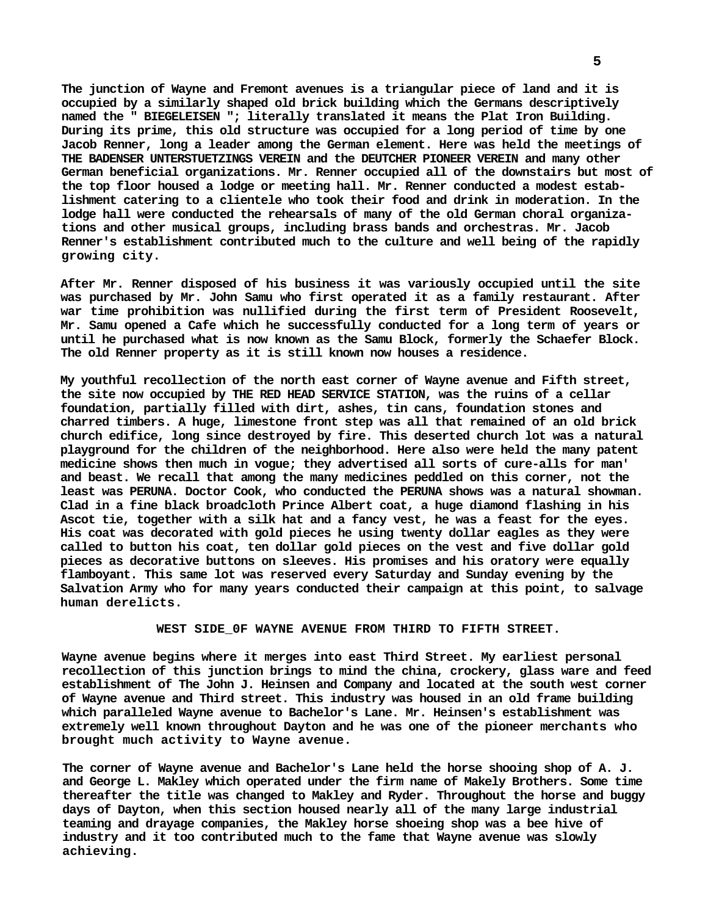The junction of Wayne and Fremont avenues is a triangular piece of land and it is occupied by a similarly shaped old brick building which the Germans descriptively named the " BIEGELEISEN "; literally translated it means the Plat Iron Building. During its prime, this old structure was occupied for a long period of time by one Jacob Renner, long a leader among the German element. Here was held the meetings of THE BADENSER UNTERSTUETZINGS VEREIN and the DEUTCHER PIONEER VEREIN and many other German beneficial organizations. Mr. Renner occupied all of the downstairs but most of the top floor housed a lodge or meeting hall. Mr. Renner conducted a modest establishment catering to a clientele who took their food and drink in moderation. In the lodge hall were conducted the rehearsals of many of the old German choral organizations and other musical groups, including brass bands and orchestras. Mr. Jacob Renner's establishment contributed much to the culture and well being of the rapidly growing city.

After Mr. Renner disposed of his business it was variously occupied until the site was purchased by Mr. John Samu who first operated it as a family restaurant. After war time prohibition was nullified during the first term of President Roosevelt, Mr. Samu opened a Cafe which he successfully conducted for a long term of years or until he purchased what is now known as the Samu Block, formerly the Schaefer Block. The old Renner property as it is still known now houses a residence.

My youthful recollection of the north east corner of Wayne avenue and Fifth street, the site now occupied by THE RED HEAD SERVICE STATION, was the ruins of a cellar foundation, partially filled with dirt, ashes, tin cans, foundation stones and charred timbers. A huge, limestone front step was all that remained of an old brick church edifice, long since destroyed by fire. This deserted church lot was a natural playground for the children of the neighborhood. Here also were held the many patent medicine shows then much in vogue; they advertised all sorts of cure-alls for man' and beast. We recall that among the many medicines peddled on this corner, not the least was PERUNA. Doctor Cook, who conducted the PERUNA shows was a natural showman. Clad in a fine black broadcloth Prince Albert coat, a huge diamond flashing in his Ascot tie, together with a silk hat and a fancy vest, he was a feast for the eyes. His coat was decorated with gold pieces he using twenty dollar eagles as they were called to button his coat, ten dollar gold pieces on the vest and five dollar gold pieces as decorative buttons on sleeves. His promises and his oratory were equally flamboyant. This same lot was reserved every Saturday and Sunday evening by the Salvation Army who for many years conducted their campaign at this point, to salvage human derelicts.

## WEST SIDE_0F WAYNE AVENUE FROM THIRD TO FIFTH STREET.

Wayne avenue begins where it merges into east Third Street. My earliest personal recollection of this junction brings to mind the china, crockery, glass ware and feed establishment of The John J. Heinsen and Company and located at the south west corner of Wayne avenue and Third street. This industry was housed in an old frame building which paralleled Wayne avenue to Bachelor's Lane. Mr. Heinsen's establishment was extremely well known throughout Dayton and he was one of the pioneer merchants who brought much activity to Wayne avenue.

The corner of Wayne avenue and Bachelor's Lane held the horse shooing shop of A. J. and George L. Makley which operated under the firm name of Makely Brothers. Some time thereafter the title was changed to Makley and Ryder. Throughout the horse and buggy days of Dayton, when this section housed nearly all of the many large industrial teaming and drayage companies, the Makley horse shoeing shop was a bee hive of industry and it too contributed much to the fame that Wayne avenue was slowly achieving.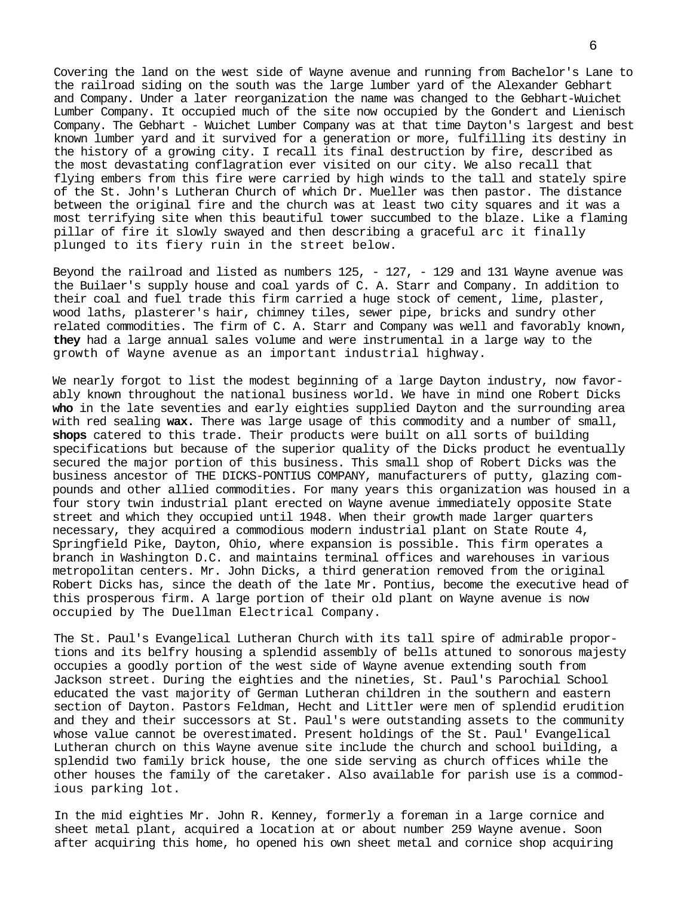Covering the land on the west side of Wayne avenue and running from Bachelor's Lane to the railroad siding on the south was the large lumber yard of the Alexander Gebhart and Company. Under a later reorganization the name was changed to the Gebhart-Wuichet Lumber Company. It occupied much of the site now occupied by the Gondert and Lienisch Company. The Gebhart - Wuichet Lumber Company was at that time Dayton's largest and best known lumber yard and it survived for a generation or more, fulfilling its destiny in the history of a growing city. I recall its final destruction by fire, described as the most devastating conflagration ever visited on our city. We also recall that flying embers from this fire were carried by high winds to the tall and stately spire of the St. John's Lutheran Church of which Dr. Mueller was then pastor. The distance between the original fire and the church was at least two city squares and it was a most terrifying site when this beautiful tower succumbed to the blaze. Like a flaming pillar of fire it slowly swayed and then describing a graceful arc it finally plunged to its fiery ruin in the street below.

Beyond the railroad and listed as numbers 125, - 127, - 129 and 131 Wayne avenue was the Builaer's supply house and coal yards of C. A. Starr and Company. In addition to their coal and fuel trade this firm carried a huge stock of cement, lime, plaster, wood laths, plasterer's hair, chimney tiles, sewer pipe, bricks and sundry other related commodities. The firm of C. A. Starr and Company was well and favorably known, **they** had a large annual sales volume and were instrumental in a large way to the growth of Wayne avenue as an important industrial highway.

We nearly forgot to list the modest beginning of a large Dayton industry, now favorably known throughout the national business world. We have in mind one Robert Dicks **who** in the late seventies and early eighties supplied Dayton and the surrounding area with red sealing **wax.** There was large usage of this commodity and a number of small, **shops** catered to this trade. Their products were built on all sorts of building specifications but because of the superior quality of the Dicks product he eventually secured the major portion of this business. This small shop of Robert Dicks was the business ancestor of THE DICKS-PONTIUS COMPANY, manufacturers of putty, glazing compounds and other allied commodities. For many years this organization was housed in a four story twin industrial plant erected on Wayne avenue immediately opposite State street and which they occupied until 1948. When their growth made larger quarters necessary, they acquired a commodious modern industrial plant on State Route 4, Springfield Pike, Dayton, Ohio, where expansion is possible. This firm operates a branch in Washington D.C. and maintains terminal offices and warehouses in various metropolitan centers. Mr. John Dicks, a third generation removed from the original Robert Dicks has, since the death of the late Mr. Pontius, become the executive head of this prosperous firm. A large portion of their old plant on Wayne avenue is now occupied by The Duellman Electrical Company.

The St. Paul's Evangelical Lutheran Church with its tall spire of admirable proportions and its belfry housing a splendid assembly of bells attuned to sonorous majesty occupies a goodly portion of the west side of Wayne avenue extending south from Jackson street. During the eighties and the nineties, St. Paul's Parochial School educated the vast majority of German Lutheran children in the southern and eastern section of Dayton. Pastors Feldman, Hecht and Littler were men of splendid erudition and they and their successors at St. Paul's were outstanding assets to the community whose value cannot be overestimated. Present holdings of the St. Paul' Evangelical Lutheran church on this Wayne avenue site include the church and school building, a splendid two family brick house, the one side serving as church offices while the other houses the family of the caretaker. Also available for parish use is a commodious parking lot.

In the mid eighties Mr. John R. Kenney, formerly a foreman in a large cornice and sheet metal plant, acquired a location at or about number 259 Wayne avenue. Soon after acquiring this home, ho opened his own sheet metal and cornice shop acquiring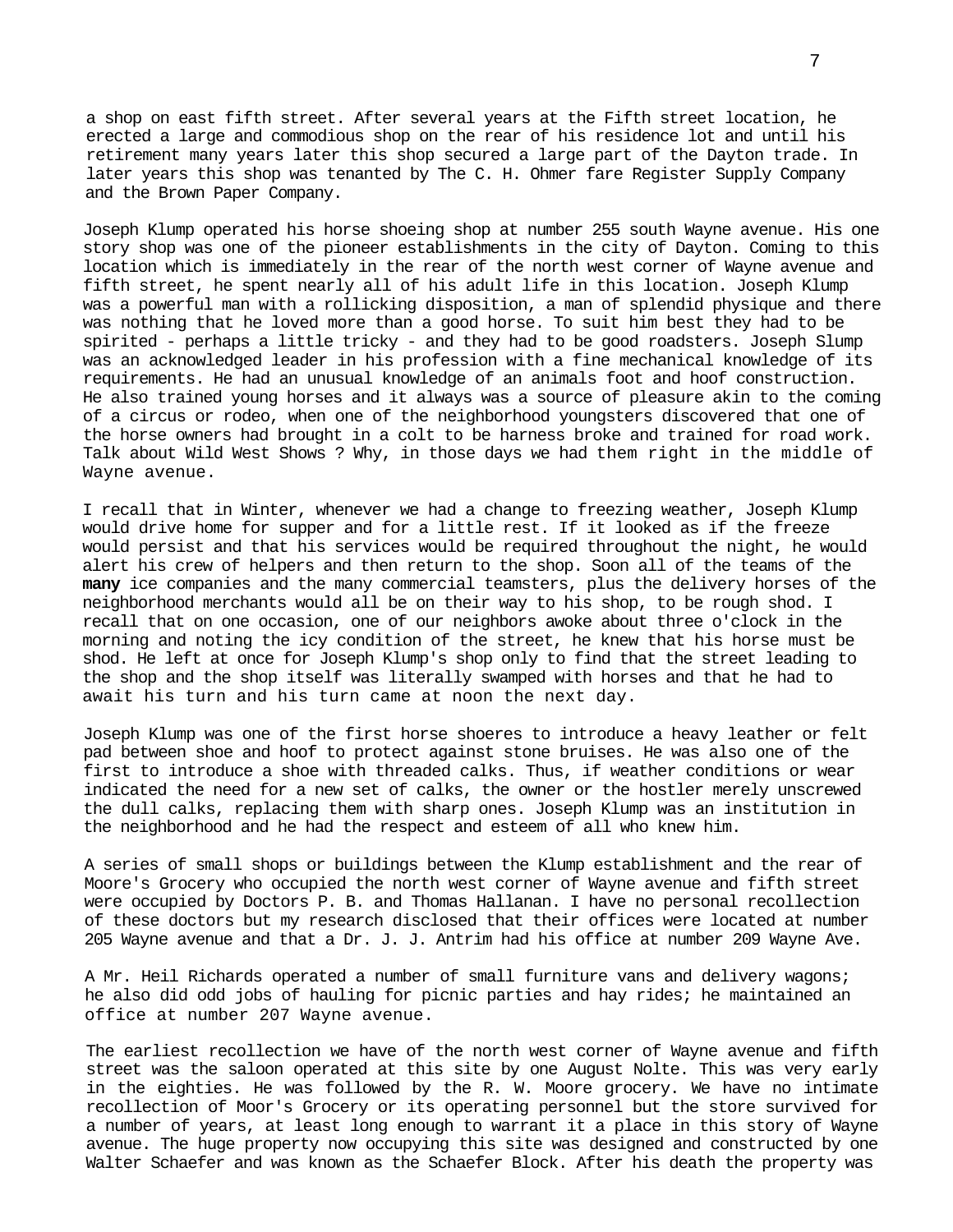a shop on east fifth street. After several years at the Fifth street location, he erected a large and commodious shop on the rear of his residence lot and until his retirement many years later this shop secured a large part of the Dayton trade. In later years this shop was tenanted by The C. H. Ohmer fare Register Supply Company and the Brown Paper Company.

Joseph Klump operated his horse shoeing shop at number 255 south Wayne avenue. His one story shop was one of the pioneer establishments in the city of Dayton. Coming to this location which is immediately in the rear of the north west corner of Wayne avenue and fifth street, he spent nearly all of his adult life in this location. Joseph Klump was a powerful man with a rollicking disposition, a man of splendid physique and there was nothing that he loved more than a good horse. To suit him best they had to be spirited - perhaps a little tricky - and they had to be good roadsters. Joseph Slump was an acknowledged leader in his profession with a fine mechanical knowledge of its requirements. He had an unusual knowledge of an animals foot and hoof construction. He also trained young horses and it always was a source of pleasure akin to the coming of a circus or rodeo, when one of the neighborhood youngsters discovered that one of the horse owners had brought in a colt to be harness broke and trained for road work. Talk about Wild West Shows ? Why, in those days we had them right in the middle of Wayne avenue.

I recall that in Winter, whenever we had a change to freezing weather, Joseph Klump would drive home for supper and for a little rest. If it looked as if the freeze would persist and that his services would be required throughout the night, he would alert his crew of helpers and then return to the shop. Soon all of the teams of the **many** ice companies and the many commercial teamsters, plus the delivery horses of the neighborhood merchants would all be on their way to his shop, to be rough shod. I recall that on one occasion, one of our neighbors awoke about three o'clock in the morning and noting the icy condition of the street, he knew that his horse must be shod. He left at once for Joseph Klump's shop only to find that the street leading to the shop and the shop itself was literally swamped with horses and that he had to await his turn and his turn came at noon the next day.

Joseph Klump was one of the first horse shoeres to introduce a heavy leather or felt pad between shoe and hoof to protect against stone bruises. He was also one of the first to introduce a shoe with threaded calks. Thus, if weather conditions or wear indicated the need for a new set of calks, the owner or the hostler merely unscrewed the dull calks, replacing them with sharp ones. Joseph Klump was an institution in the neighborhood and he had the respect and esteem of all who knew him.

A series of small shops or buildings between the Klump establishment and the rear of Moore's Grocery who occupied the north west corner of Wayne avenue and fifth street were occupied by Doctors P. B. and Thomas Hallanan. I have no personal recollection of these doctors but my research disclosed that their offices were located at number 205 Wayne avenue and that a Dr. J. J. Antrim had his office at number 209 Wayne Ave.

A Mr. Heil Richards operated a number of small furniture vans and delivery wagons; he also did odd jobs of hauling for picnic parties and hay rides; he maintained an office at number 207 Wayne avenue.

The earliest recollection we have of the north west corner of Wayne avenue and fifth street was the saloon operated at this site by one August Nolte. This was very early in the eighties. He was followed by the R. W. Moore grocery. We have no intimate recollection of Moor's Grocery or its operating personnel but the store survived for a number of years, at least long enough to warrant it a place in this story of Wayne avenue. The huge property now occupying this site was designed and constructed by one Walter Schaefer and was known as the Schaefer Block. After his death the property was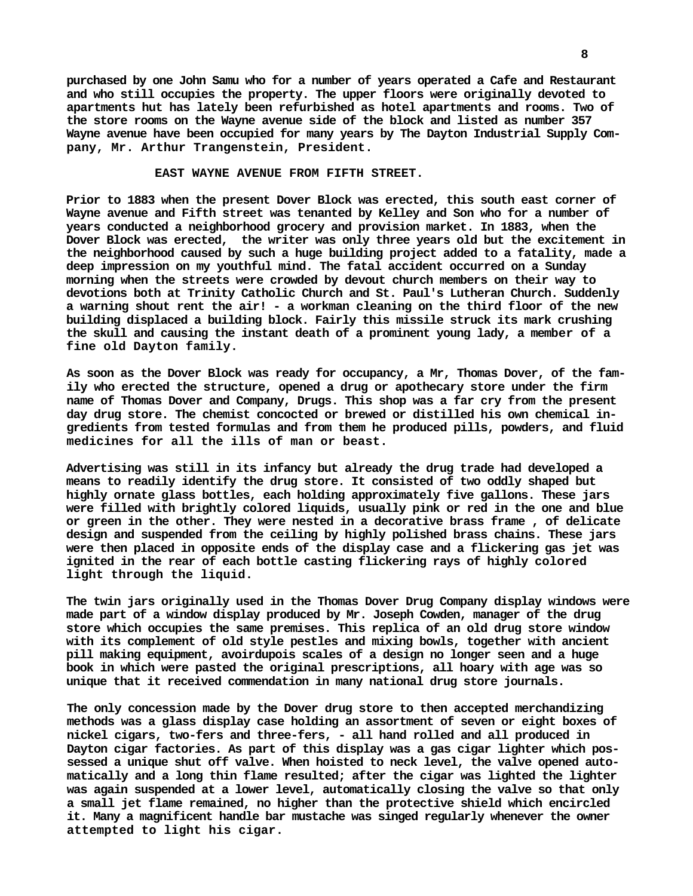purchased by one John Samu who for a number of years operated a Cafe and Restaurant and who still occupies the property. The upper floors were originally devoted to apartments hut has lately been refurbished as hotel apartments and rooms. Two of the store rooms on the Wayne avenue side of the block and listed as number 357 Wayne avenue have been occupied for many years by The Dayton Industrial Supply Company, Mr. Arthur Trangenstein, President.

## EAST WAYNE AVENUE FROM FIFTH STREET.

Prior to 1883 when the present Dover Block was erected, this south east corner of Wayne avenue and Fifth street was tenanted by Kelley and Son who for a number of years conducted a neighborhood grocery and provision market. In 1883, when the Dover Block was erected, the writer was only three years old but the excitement in the neighborhood caused by such a huge building project added to a fatality, made a deep impression on my youthful mind. The fatal accident occurred on a Sunday morning when the streets were crowded by devout church members on their way to devotions both at Trinity Catholic Church and St. Paul's Lutheran Church. Suddenly a warning shout rent the air! - a workman cleaning on the third floor of the new building displaced a building block. Fairly this missile struck its mark crushing the skull and causing the instant death of a prominent young lady, a member of a fine old Dayton family.

As soon as the Dover Block was ready for occupancy, a Mr, Thomas Dover, of the family who erected the structure, opened a drug or apothecary store under the firm name of Thomas Dover and Company, Drugs. This shop was a far cry from the present day drug store. The chemist concocted or brewed or distilled his own chemical ingredients from tested formulas and from them he produced pills, powders, and fluid medicines for all the ills of man or beast.

Advertising was still in its infancy but already the drug trade had developed a means to readily identify the drug store. It consisted of two oddly shaped but highly ornate glass bottles, each holding approximately five gallons. These jars were filled with brightly colored liquids, usually pink or red in the one and blue or green in the other. They were nested in a decorative brass frame , of delicate design and suspended from the ceiling by highly polished brass chains. These jars were then placed in opposite ends of the display case and a flickering gas jet was ignited in the rear of each bottle casting flickering rays of highly colored light through the liquid.

The twin jars originally used in the Thomas Dover Drug Company display windows were made part of a window display produced by Mr. Joseph Cowden, manager of the drug store which occupies the same premises. This replica of an old drug store window with its complement of old style pestles and mixing bowls, together with ancient pill making equipment, avoirdupois scales of a design no longer seen and a huge book in which were pasted the original prescriptions, all hoary with age was so unique that it received commendation in many national drug store journals.

The only concession made by the Dover drug store to then accepted merchandizing methods was a glass display case holding an assortment of seven or eight boxes of nickel cigars, two-fers and three-fers, - all hand rolled and all produced in Dayton cigar factories. As part of this display was a gas cigar lighter which possessed a unique shut off valve. When hoisted to neck level, the valve opened automatically and a long thin flame resulted; after the cigar was lighted the lighter was again suspended at a lower level, automatically closing the valve so that only a small jet flame remained, no higher than the protective shield which encircled it. Many a magnificent handle bar mustache was singed regularly whenever the owner attempted to light his cigar.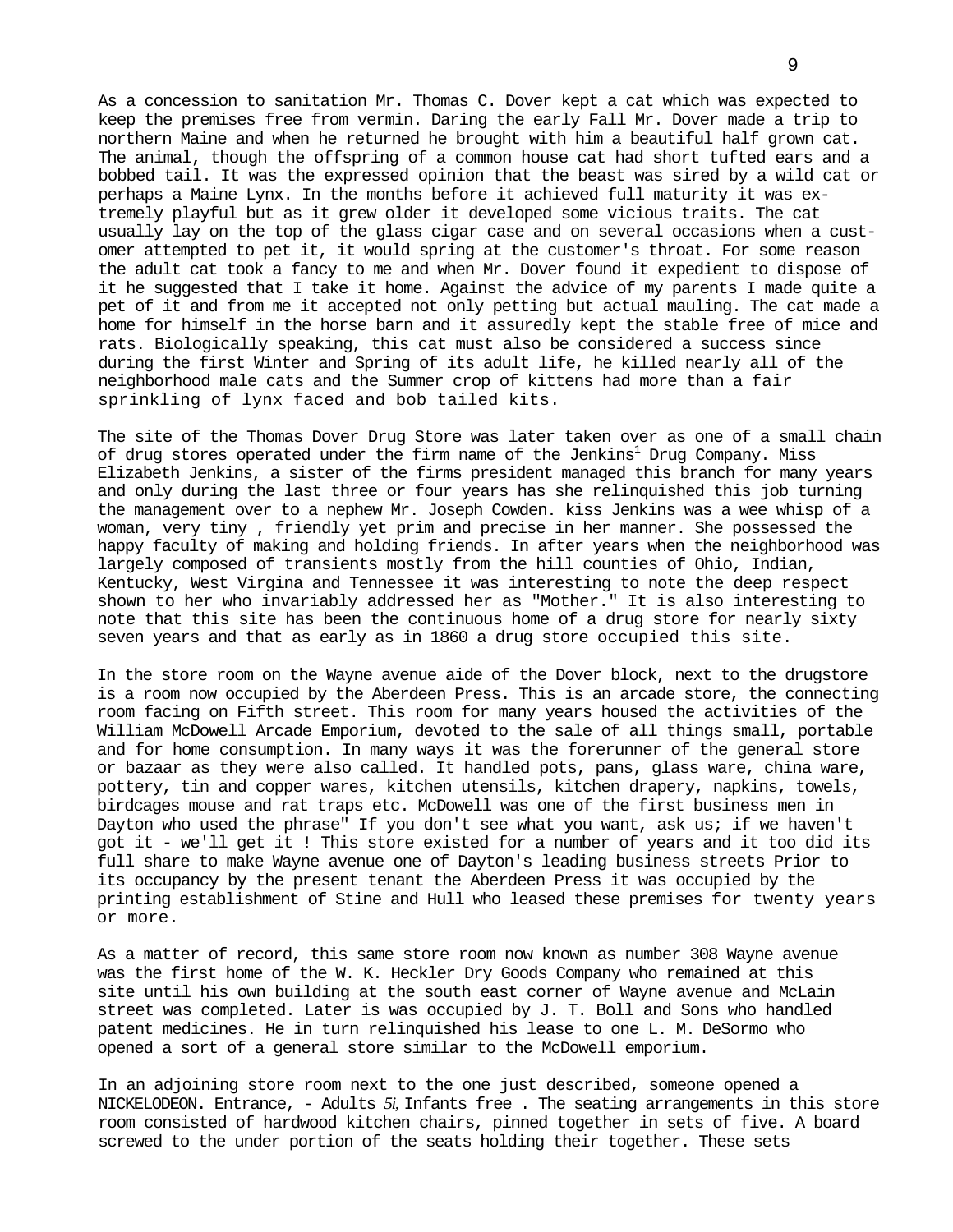As a concession to sanitation Mr. Thomas C. Dover kept a cat which was expected to keep the premises free from vermin. Daring the early Fall Mr. Dover made a trip to northern Maine and when he returned he brought with him a beautiful half grown cat. The animal, though the offspring of a common house cat had short tufted ears and a bobbed tail. It was the expressed opinion that the beast was sired by a wild cat or perhaps a Maine Lynx. In the months before it achieved full maturity it was extremely playful but as it grew older it developed some vicious traits. The cat usually lay on the top of the glass cigar case and on several occasions when a customer attempted to pet it, it would spring at the customer's throat. For some reason the adult cat took a fancy to me and when Mr. Dover found it expedient to dispose of it he suggested that I take it home. Against the advice of my parents I made quite a pet of it and from me it accepted not only petting but actual mauling. The cat made a home for himself in the horse barn and it assuredly kept the stable free of mice and rats. Biologically speaking, this cat must also be considered a success since during the first Winter and Spring of its adult life, he killed nearly all of the neighborhood male cats and the Summer crop of kittens had more than a fair sprinkling of lynx faced and bob tailed kits.

The site of the Thomas Dover Drug Store was later taken over as one of a small chain of drug stores operated under the firm name of the Jenkins[1] Drug Company. Miss Elizabeth Jenkins, a sister of the firms president managed this branch for many years and only during the last three or four years has she relinquished this job turning the management over to a nephew Mr. Joseph Cowden. kiss Jenkins was a wee whisp of a woman, very tiny , friendly yet prim and precise in her manner. She possessed the happy faculty of making and holding friends. In after years when the neighborhood was largely composed of transients mostly from the hill counties of Ohio, Indian, Kentucky, West Virgina and Tennessee it was interesting to note the deep respect shown to her who invariably addressed her as "Mother." It is also interesting to note that this site has been the continuous home of a drug store for nearly sixty seven years and that as early as in 1860 a drug store occupied this site.

In the store room on the Wayne avenue aide of the Dover block, next to the drugstore is a room now occupied by the Aberdeen Press. This is an arcade store, the connecting room facing on Fifth street. This room for many years housed the activities of the William McDowell Arcade Emporium, devoted to the sale of all things small, portable and for home consumption. In many ways it was the forerunner of the general store or bazaar as they were also called. It handled pots, pans, glass ware, china ware, pottery, tin and copper wares, kitchen utensils, kitchen drapery, napkins, towels, birdcages mouse and rat traps etc. McDowell was one of the first business men in Dayton who used the phrase" If you don't see what you want, ask us; if we haven't got it - we'll get it ! This store existed for a number of years and it too did its full share to make Wayne avenue one of Dayton's leading business streets Prior to its occupancy by the present tenant the Aberdeen Press it was occupied by the printing establishment of Stine and Hull who leased these premises for twenty years or more.

As a matter of record, this same store room now known as number 308 Wayne avenue was the first home of the W. K. Heckler Dry Goods Company who remained at this site until his own building at the south east corner of Wayne avenue and McLain street was completed. Later is was occupied by J. T. Boll and Sons who handled patent medicines. He in turn relinquished his lease to one L. M. DeSormo who opened a sort of a general store similar to the McDowell emporium.

In an adjoining store room next to the one just described, someone opened a NICKELODEON. Entrance, - Adults 5¢, Infants free . The seating arrangements in this store room consisted of hardwood kitchen chairs, pinned together in sets of five. A board screwed to the under portion of the seats holding their together. These sets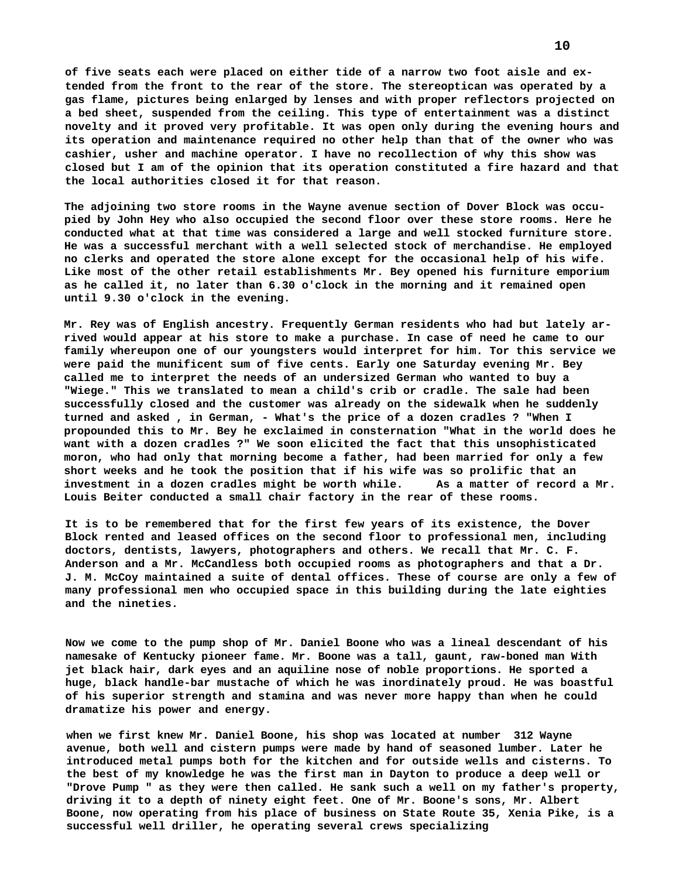of five seats each were placed on either tide of a narrow two foot aisle and extended from the front to the rear of the store. The stereoptican was operated by a gas flame, pictures being enlarged by lenses and with proper reflectors projected on a bed sheet, suspended from the ceiling. This type of entertainment was a distinct novelty and it proved very profitable. It was open only during the evening hours and its operation and maintenance required no other help than that of the owner who was cashier, usher and machine operator. I have no recollection of why this show was closed but I am of the opinion that its operation constituted a fire hazard and that the local authorities closed it for that reason.

The adjoining two store rooms in the Wayne avenue section of Dover Block was occupied by John Hey who also occupied the second floor over these store rooms. Here he conducted what at that time was considered a large and well stocked furniture store. He was a successful merchant with a well selected stock of merchandise. He employed no clerks and operated the store alone except for the occasional help of his wife. Like most of the other retail establishments Mr. Bey opened his furniture emporium as he called it, no later than 6.30 o'clock in the morning and it remained open until 9.30 o'clock in the evening.

Mr. Rey was of English ancestry. Frequently German residents who had but lately arrived would appear at his store to make a purchase. In case of need he came to our family whereupon one of our youngsters would interpret for him. Tor this service we were paid the munificent sum of five cents. Early one Saturday evening Mr. Bey called me to interpret the needs of an undersized German who wanted to buy a "Wiege." This we translated to mean a child's crib or cradle. The sale had been successfully closed and the customer was already on the sidewalk when he suddenly turned and asked , in German, - What's the price of a dozen cradles ? "When I propounded this to Mr. Bey he exclaimed in consternation "What in the world does he want with a dozen cradles ?" We soon elicited the fact that this unsophisticated moron, who had only that morning become a father, had been married for only a few short weeks and he took the position that if his wife was so prolific that an investment in a dozen cradles might be worth while. As a matter of record a Mr. Louis Beiter conducted a small chair factory in the rear of these rooms.

It is to be remembered that for the first few years of its existence, the Dover Block rented and leased offices on the second floor to professional men, including doctors, dentists, lawyers, photographers and others. We recall that Mr. C. F. Anderson and a Mr. McCandless both occupied rooms as photographers and that a Dr. J. M. McCoy maintained a suite of dental offices. These of course are only a few of many professional men who occupied space in this building during the late eighties and the nineties.

Now we come to the pump shop of Mr. Daniel Boone who was a lineal descendant of his namesake of Kentucky pioneer fame. Mr. Boone was a tall, gaunt, raw-boned man With jet black hair, dark eyes and an aquiline nose of noble proportions. He sported a huge, black handle-bar mustache of which he was inordinately proud. He was boastful of his superior strength and stamina and was never more happy than when he could dramatize his power and energy.

when we first knew Mr. Daniel Boone, his shop was located at number 312 Wayne avenue, both well and cistern pumps were made by hand of seasoned lumber. Later he introduced metal pumps both for the kitchen and for outside wells and cisterns. To the best of my knowledge he was the first man in Dayton to produce a deep well or "Drove Pump " as they were then called. He sank such a well on my father's property, driving it to a depth of ninety eight feet. One of Mr. Boone's sons, Mr. Albert Boone, now operating from his place of business on State Route 35, Xenia Pike, is a successful well driller, he operating several crews specializing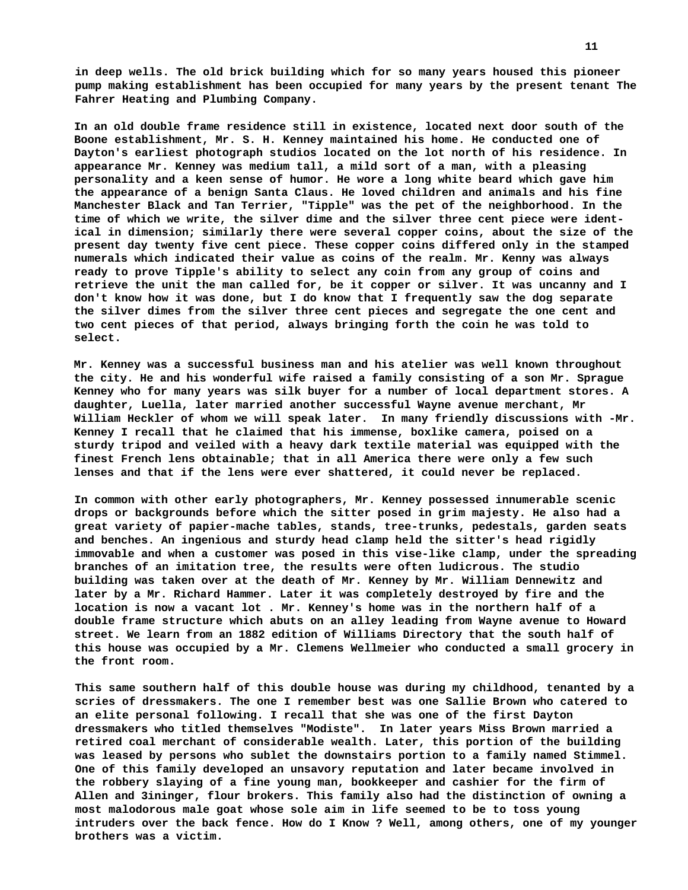in deep wells. The old brick building which for so many years housed this pioneer pump making establishment has been occupied for many years by the present tenant The Fahrer Heating and Plumbing Company.

In an old double frame residence still in existence, located next door south of the Boone establishment, Mr. S. H. Kenney maintained his home. He conducted one of Dayton's earliest photograph studios located on the lot north of his residence. In appearance Mr. Kenney was medium tall, a mild sort of a man, with a pleasing personality and a keen sense of humor. He wore a long white beard which gave him the appearance of a benign Santa Claus. He loved children and animals and his fine Manchester Black and Tan Terrier, "Tipple" was the pet of the neighborhood. In the time of which we write, the silver dime and the silver three cent piece were identical in dimension; similarly there were several copper coins, about the size of the present day twenty five cent piece. These copper coins differed only in the stamped numerals which indicated their value as coins of the realm. Mr. Kenny was always ready to prove Tipple's ability to select any coin from any group of coins and retrieve the unit the man called for, be it copper or silver. It was uncanny and I don't know how it was done, but I do know that I frequently saw the dog separate the silver dimes from the silver three cent pieces and segregate the one cent and two cent pieces of that period, always bringing forth the coin he was told to select.

Mr. Kenney was a successful business man and his atelier was well known throughout the city. He and his wonderful wife raised a family consisting of a son Mr. Sprague Kenney who for many years was silk buyer for a number of local department stores. A daughter, Luella, later married another successful Wayne avenue merchant, Mr William Heckler of whom we will speak later. In many friendly discussions with -Mr. Kenney I recall that he claimed that his immense, boxlike camera, poised on a sturdy tripod and veiled with a heavy dark textile material was equipped with the finest French lens obtainable; that in all America there were only a few such lenses and that if the lens were ever shattered, it could never be replaced.

In common with other early photographers, Mr. Kenney possessed innumerable scenic drops or backgrounds before which the sitter posed in grim majesty. He also had a great variety of papier-mache tables, stands, tree-trunks, pedestals, garden seats and benches. An ingenious and sturdy head clamp held the sitter's head rigidly immovable and when a customer was posed in this vise-like clamp, under the spreading branches of an imitation tree, the results were often ludicrous. The studio building was taken over at the death of Mr. Kenney by Mr. William Dennewitz and later by a Mr. Richard Hammer. Later it was completely destroyed by fire and the location is now a vacant lot . Mr. Kenney's home was in the northern half of a double frame structure which abuts on an alley leading from Wayne avenue to Howard street. We learn from an 1882 edition of Williams Directory that the south half of this house was occupied by a Mr. Clemens Wellmeier who conducted a small grocery in the front room.

This same southern half of this double house was during my childhood, tenanted by a scries of dressmakers. The one I remember best was one Sallie Brown who catered to an elite personal following. I recall that she was one of the first Dayton dressmakers who titled themselves "Modiste". In later years Miss Brown married a retired coal merchant of considerable wealth. Later, this portion of the building was leased by persons who sublet the downstairs portion to a family named Stimmel. One of this family developed an unsavory reputation and later became involved in the robbery slaying of a fine young man, bookkeeper and cashier for the firm of Allen and 3ininger, flour brokers. This family also had the distinction of owning a most malodorous male goat whose sole aim in life seemed to be to toss young intruders over the back fence. How do I Know ? Well, among others, one of my younger brothers was a victim.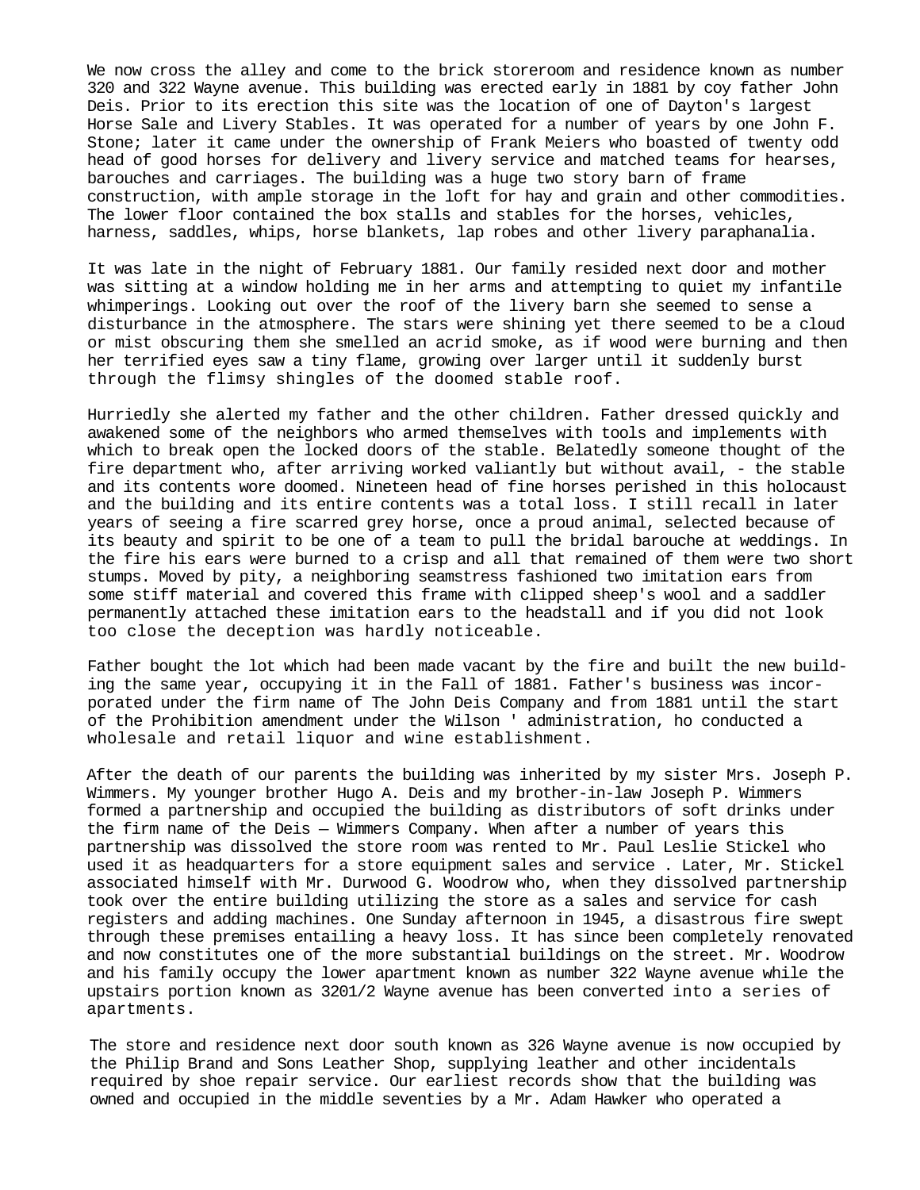We now cross the alley and come to the brick storeroom and residence known as number 320 and 322 Wayne avenue. This building was erected early in 1881 by coy father John Deis. Prior to its erection this site was the location of one of Dayton's largest Horse Sale and Livery Stables. It was operated for a number of years by one John F. Stone; later it came under the ownership of Frank Meiers who boasted of twenty odd head of good horses for delivery and livery service and matched teams for hearses, barouches and carriages. The building was a huge two story barn of frame construction, with ample storage in the loft for hay and grain and other commodities. The lower floor contained the box stalls and stables for the horses, vehicles, harness, saddles, whips, horse blankets, lap robes and other livery paraphanalia.

It was late in the night of February 1881. Our family resided next door and mother was sitting at a window holding me in her arms and attempting to quiet my infantile whimperings. Looking out over the roof of the livery barn she seemed to sense a disturbance in the atmosphere. The stars were shining yet there seemed to be a cloud or mist obscuring them she smelled an acrid smoke, as if wood were burning and then her terrified eyes saw a tiny flame, growing over larger until it suddenly burst through the flimsy shingles of the doomed stable roof.

Hurriedly she alerted my father and the other children. Father dressed quickly and awakened some of the neighbors who armed themselves with tools and implements with which to break open the locked doors of the stable. Belatedly someone thought of the fire department who, after arriving worked valiantly but without avail, - the stable and its contents wore doomed. Nineteen head of fine horses perished in this holocaust and the building and its entire contents was a total loss. I still recall in later years of seeing a fire scarred grey horse, once a proud animal, selected because of its beauty and spirit to be one of a team to pull the bridal barouche at weddings. In the fire his ears were burned to a crisp and all that remained of them were two short stumps. Moved by pity, a neighboring seamstress fashioned two imitation ears from some stiff material and covered this frame with clipped sheep's wool and a saddler permanently attached these imitation ears to the headstall and if you did not look too close the deception was hardly noticeable.

Father bought the lot which had been made vacant by the fire and built the new building the same year, occupying it in the Fall of 1881. Father's business was incorporated under the firm name of The John Deis Company and from 1881 until the start of the Prohibition amendment under the Wilson ' administration, ho conducted a wholesale and retail liquor and wine establishment.

After the death of our parents the building was inherited by my sister Mrs. Joseph P. Wimmers. My younger brother Hugo A. Deis and my brother-in-law Joseph P. Wimmers formed a partnership and occupied the building as distributors of soft drinks under the firm name of the Deis — Wimmers Company. When after a number of years this partnership was dissolved the store room was rented to Mr. Paul Leslie Stickel who used it as headquarters for a store equipment sales and service . Later, Mr. Stickel associated himself with Mr. Durwood G. Woodrow who, when they dissolved partnership took over the entire building utilizing the store as a sales and service for cash registers and adding machines. One Sunday afternoon in 1945, a disastrous fire swept through these premises entailing a heavy loss. It has since been completely renovated and now constitutes one of the more substantial buildings on the street. Mr. Woodrow and his family occupy the lower apartment known as number 322 Wayne avenue while the upstairs portion known as 3201/2 Wayne avenue has been converted into a series of apartments.

The store and residence next door south known as 326 Wayne avenue is now occupied by the Philip Brand and Sons Leather Shop, supplying leather and other incidentals required by shoe repair service. Our earliest records show that the building was owned and occupied in the middle seventies by a Mr. Adam Hawker who operated a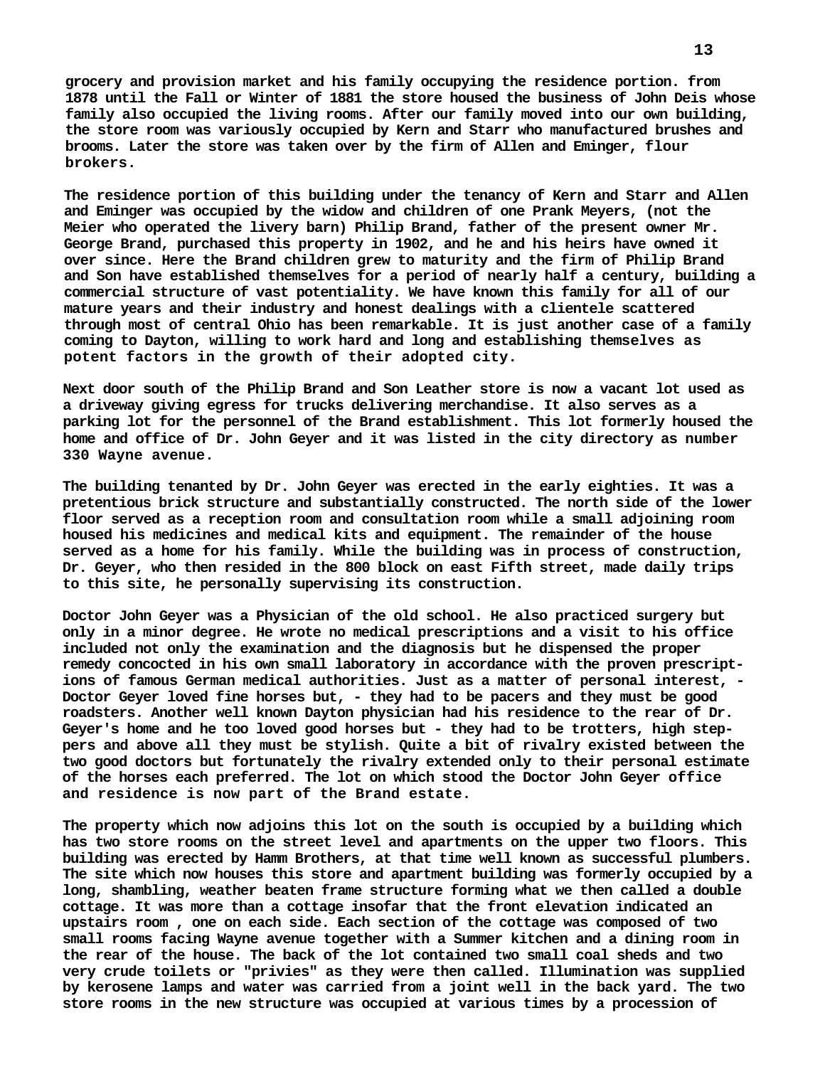grocery and provision market and his family occupying the residence portion. from 1878 until the Fall or Winter of 1881 the store housed the business of John Deis whose family also occupied the living rooms. After our family moved into our own building, the store room was variously occupied by Kern and Starr who manufactured brushes and brooms. Later the store was taken over by the firm of Allen and Eminger, flour brokers.

The residence portion of this building under the tenancy of Kern and Starr and Allen and Eminger was occupied by the widow and children of one Prank Meyers, (not the Meier who operated the livery barn) Philip Brand, father of the present owner Mr. George Brand, purchased this property in 1902, and he and his heirs have owned it over since. Here the Brand children grew to maturity and the firm of Philip Brand and Son have established themselves for a period of nearly half a century, building a commercial structure of vast potentiality. We have known this family for all of our mature years and their industry and honest dealings with a clientele scattered through most of central Ohio has been remarkable. It is just another case of a family coming to Dayton, willing to work hard and long and establishing themselves as potent factors in the growth of their adopted city.

Next door south of the Philip Brand and Son Leather store is now a vacant lot used as a driveway giving egress for trucks delivering merchandise. It also serves as a parking lot for the personnel of the Brand establishment. This lot formerly housed the home and office of Dr. John Geyer and it was listed in the city directory as number 330 Wayne avenue.

The building tenanted by Dr. John Geyer was erected in the early eighties. It was a pretentious brick structure and substantially constructed. The north side of the lower floor served as a reception room and consultation room while a small adjoining room housed his medicines and medical kits and equipment. The remainder of the house served as a home for his family. While the building was in process of construction, Dr. Geyer, who then resided in the 800 block on east Fifth street, made daily trips to this site, he personally supervising its construction.

Doctor John Geyer was a Physician of the old school. He also practiced surgery but only in a minor degree. He wrote no medical prescriptions and a visit to his office included not only the examination and the diagnosis but he dispensed the proper remedy concocted in his own small laboratory in accordance with the proven prescriptions of famous German medical authorities. Just as a matter of personal interest, - Doctor Geyer loved fine horses but, - they had to be pacers and they must be good roadsters. Another well known Dayton physician had his residence to the rear of Dr. Geyer's home and he too loved good horses but - they had to be trotters, high steppers and above all they must be stylish. Quite a bit of rivalry existed between the two good doctors but fortunately the rivalry extended only to their personal estimate of the horses each preferred. The lot on which stood the Doctor John Geyer office and residence is now part of the Brand estate.

The property which now adjoins this lot on the south is occupied by a building which has two store rooms on the street level and apartments on the upper two floors. This building was erected by Hamm Brothers, at that time well known as successful plumbers. The site which now houses this store and apartment building was formerly occupied by a long, shambling, weather beaten frame structure forming what we then called a double cottage. It was more than a cottage insofar that the front elevation indicated an upstairs room , one on each side. Each section of the cottage was composed of two small rooms facing Wayne avenue together with a Summer kitchen and a dining room in the rear of the house. The back of the lot contained two small coal sheds and two very crude toilets or "privies" as they were then called. Illumination was supplied by kerosene lamps and water was carried from a joint well in the back yard. The two store rooms in the new structure was occupied at various times by a procession of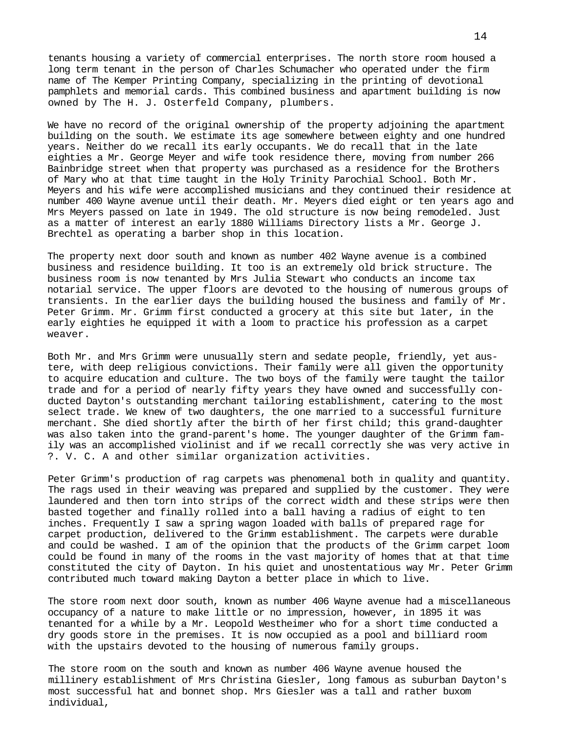tenants housing a variety of commercial enterprises. The north store room housed a long term tenant in the person of Charles Schumacher who operated under the firm name of The Kemper Printing Company, specializing in the printing of devotional pamphlets and memorial cards. This combined business and apartment building is now owned by The H. J. Osterfeld Company, plumbers.

We have no record of the original ownership of the property adjoining the apartment building on the south. We estimate its age somewhere between eighty and one hundred years. Neither do we recall its early occupants. We do recall that in the late eighties a Mr. George Meyer and wife took residence there, moving from number 266 Bainbridge street when that property was purchased as a residence for the Brothers of Mary who at that time taught in the Holy Trinity Parochial School. Both Mr. Meyers and his wife were accomplished musicians and they continued their residence at number 400 Wayne avenue until their death. Mr. Meyers died eight or ten years ago and Mrs Meyers passed on late in 1949. The old structure is now being remodeled. Just as a matter of interest an early 1880 Williams Directory lists a Mr. George J. Brechtel as operating a barber shop in this location.

The property next door south and known as number 402 Wayne avenue is a combined business and residence building. It too is an extremely old brick structure. The business room is now tenanted by Mrs Julia Stewart who conducts an income tax notarial service. The upper floors are devoted to the housing of numerous groups of transients. In the earlier days the building housed the business and family of Mr. Peter Grimm. Mr. Grimm first conducted a grocery at this site but later, in the early eighties he equipped it with a loom to practice his profession as a carpet weaver.

Both Mr. and Mrs Grimm were unusually stern and sedate people, friendly, yet austere, with deep religious convictions. Their family were all given the opportunity to acquire education and culture. The two boys of the family were taught the tailor trade and for a period of nearly fifty years they have owned and successfully conducted Dayton's outstanding merchant tailoring establishment, catering to the most select trade. We knew of two daughters, the one married to a successful furniture merchant. She died shortly after the birth of her first child; this grand-daughter was also taken into the grand-parent's home. The younger daughter of the Grimm family was an accomplished violinist and if we recall correctly she was very active in ?. V. C. A and other similar organization activities.

Peter Grimm's production of rag carpets was phenomenal both in quality and quantity. The rags used in their weaving was prepared and supplied by the customer. They were laundered and then torn into strips of the correct width and these strips were then basted together and finally rolled into a ball having a radius of eight to ten inches. Frequently I saw a spring wagon loaded with balls of prepared rage for carpet production, delivered to the Grimm establishment. The carpets were durable and could be washed. I am of the opinion that the products of the Grimm carpet loom could be found in many of the rooms in the vast majority of homes that at that time constituted the city of Dayton. In his quiet and unostentatious way Mr. Peter Grimm contributed much toward making Dayton a better place in which to live.

The store room next door south, known as number 406 Wayne avenue had a miscellaneous occupancy of a nature to make little or no impression, however, in 1895 it was tenanted for a while by a Mr. Leopold Westheimer who for a short time conducted a dry goods store in the premises. It is now occupied as a pool and billiard room with the upstairs devoted to the housing of numerous family groups.

The store room on the south and known as number 406 Wayne avenue housed the millinery establishment of Mrs Christina Giesler, long famous as suburban Dayton's most successful hat and bonnet shop. Mrs Giesler was a tall and rather buxom individual,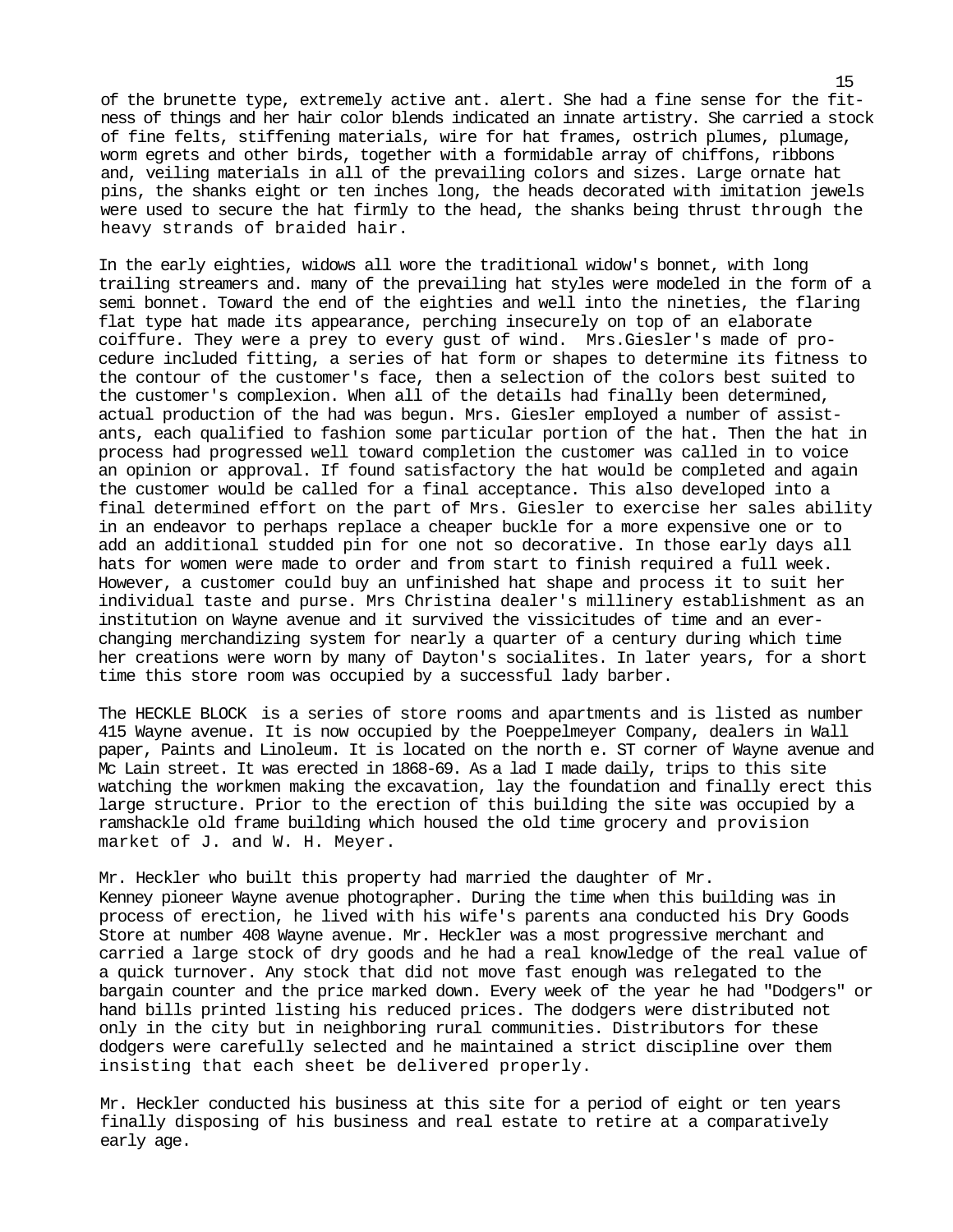of the brunette type, extremely active ant. alert. She had a fine sense for the fitness of things and her hair color blends indicated an innate artistry. She carried a stock of fine felts, stiffening materials, wire for hat frames, ostrich plumes, plumage, worm egrets and other birds, together with a formidable array of chiffons, ribbons and, veiling materials in all of the prevailing colors and sizes. Large ornate hat pins, the shanks eight or ten inches long, the heads decorated with imitation jewels were used to secure the hat firmly to the head, the shanks being thrust through the heavy strands of braided hair.

In the early eighties, widows all wore the traditional widow's bonnet, with long trailing streamers and. many of the prevailing hat styles were modeled in the form of a semi bonnet. Toward the end of the eighties and well into the nineties, the flaring flat type hat made its appearance, perching insecurely on top of an elaborate coiffure. They were a prey to every gust of wind. Mrs.Giesler's made of procedure included fitting, a series of hat form or shapes to determine its fitness to the contour of the customer's face, then a selection of the colors best suited to the customer's complexion. When all of the details had finally been determined, actual production of the had was begun. Mrs. Giesler employed a number of assistants, each qualified to fashion some particular portion of the hat. Then the hat in process had progressed well toward completion the customer was called in to voice an opinion or approval. If found satisfactory the hat would be completed and again the customer would be called for a final acceptance. This also developed into a final determined effort on the part of Mrs. Giesler to exercise her sales ability in an endeavor to perhaps replace a cheaper buckle for a more expensive one or to add an additional studded pin for one not so decorative. In those early days all hats for women were made to order and from start to finish required a full week. However, a customer could buy an unfinished hat shape and process it to suit her individual taste and purse. Mrs Christina dealer's millinery establishment as an institution on Wayne avenue and it survived the vissicitudes of time and an ever-changing merchandizing system for nearly a quarter of a century during which time her creations were worn by many of Dayton's socialites. In later years, for a short time this store room was occupied by a successful lady barber.

The HECKLE BLOCK is a series of store rooms and apartments and is listed as number 415 Wayne avenue. It is now occupied by the Poeppelmeyer Company, dealers in Wall paper, Paints and Linoleum. It is located on the north e. ST corner of Wayne avenue and Mc Lain street. It was erected in 1868-69. As a lad I made daily, trips to this site watching the workmen making the excavation, lay the foundation and finally erect this large structure. Prior to the erection of this building the site was occupied by a ramshackle old frame building which housed the old time grocery and provision market of J. and W. H. Meyer.

Mr. Heckler who built this property had married the daughter of Mr. Kenney pioneer Wayne avenue photographer. During the time when this building was in process of erection, he lived with his wife's parents ana conducted his Dry Goods Store at number 408 Wayne avenue. Mr. Heckler was a most progressive merchant and carried a large stock of dry goods and he had a real knowledge of the real value of a quick turnover. Any stock that did not move fast enough was relegated to the bargain counter and the price marked down. Every week of the year he had "Dodgers" or hand bills printed listing his reduced prices. The dodgers were distributed not only in the city but in neighboring rural communities. Distributors for these dodgers were carefully selected and he maintained a strict discipline over them insisting that each sheet be delivered properly.

Mr. Heckler conducted his business at this site for a period of eight or ten years finally disposing of his business and real estate to retire at a comparatively early age.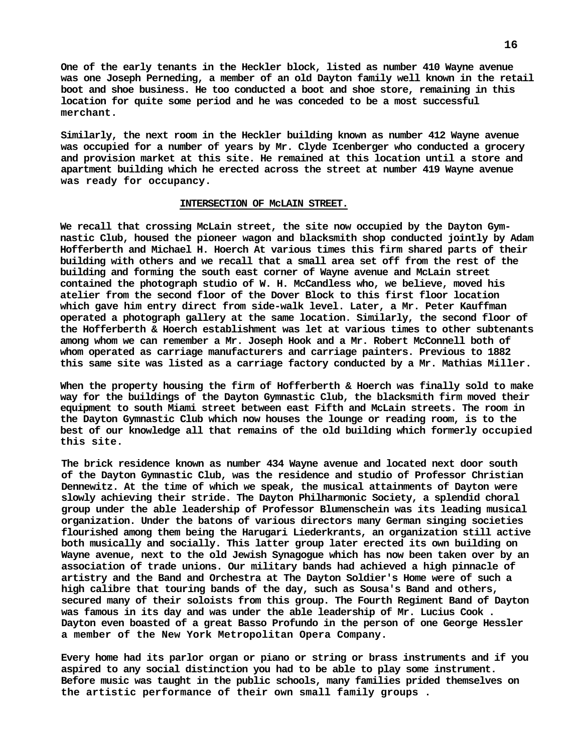One of the early tenants in the Heckler block, listed as number 410 Wayne avenue was one Joseph Perneding, a member of an old Dayton family well known in the retail boot and shoe business. He too conducted a boot and shoe store, remaining in this location for quite some period and he was conceded to be a most successful merchant.

Similarly, the next room in the Heckler building known as number 412 Wayne avenue was occupied for a number of years by Mr. Clyde Icenberger who conducted a grocery and provision market at this site. He remained at this location until a store and apartment building which he erected across the street at number 419 Wayne avenue was ready for occupancy.

## INTERSECTION OF McLAIN STREET.

We recall that crossing McLain street, the site now occupied by the Dayton Gymnastic Club, housed the pioneer wagon and blacksmith shop conducted jointly by Adam Hofferberth and Michael H. Hoerch At various times this firm shared parts of their building with others and we recall that a small area set off from the rest of the building and forming the south east corner of Wayne avenue and McLain street contained the photograph studio of W. H. McCandless who, we believe, moved his atelier from the second floor of the Dover Block to this first floor location which gave him entry direct from side-walk level. Later, a Mr. Peter Kauffman operated a photograph gallery at the same location. Similarly, the second floor of the Hofferberth & Hoerch establishment was let at various times to other subtenants among whom we can remember a Mr. Joseph Hook and a Mr. Robert McConnell both of whom operated as carriage manufacturers and carriage painters. Previous to 1882 this same site was listed as a carriage factory conducted by a Mr. Mathias Miller.

When the property housing the firm of Hofferberth & Hoerch was finally sold to make way for the buildings of the Dayton Gymnastic Club, the blacksmith firm moved their equipment to south Miami street between east Fifth and McLain streets. The room in the Dayton Gymnastic Club which now houses the lounge or reading room, is to the best of our knowledge all that remains of the old building which formerly occupied this site.

The brick residence known as number 434 Wayne avenue and located next door south of the Dayton Gymnastic Club, was the residence and studio of Professor Christian Dennewitz. At the time of which we speak, the musical attainments of Dayton were slowly achieving their stride. The Dayton Philharmonic Society, a splendid choral group under the able leadership of Professor Blumenschein was its leading musical organization. Under the batons of various directors many German singing societies flourished among them being the Harugari Liederkrants, an organization still active both musically and socially. This latter group later erected its own building on Wayne avenue, next to the old Jewish Synagogue which has now been taken over by an association of trade unions. Our military bands had achieved a high pinnacle of artistry and the Band and Orchestra at The Dayton Soldier's Home were of such a high calibre that touring bands of the day, such as Sousa's Band and others, secured many of their soloists from this group. The Fourth Regiment Band of Dayton was famous in its day and was under the able leadership of Mr. Lucius Cook . Dayton even boasted of a great Basso Profundo in the person of one George Hessler a member of the New York Metropolitan Opera Company.

Every home had its parlor organ or piano or string or brass instruments and if you aspired to any social distinction you had to be able to play some instrument. Before music was taught in the public schools, many families prided themselves on the artistic performance of their own small family groups .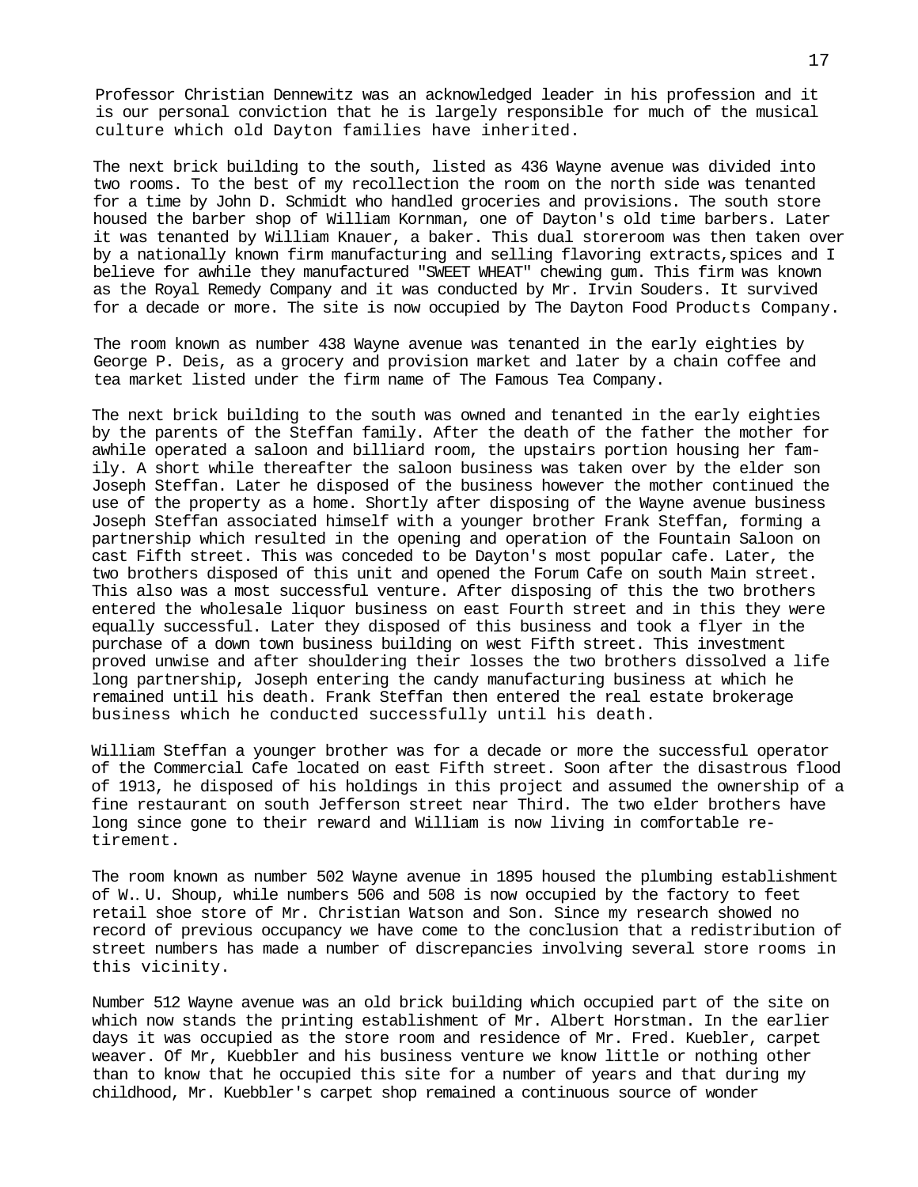Professor Christian Dennewitz was an acknowledged leader in his profession and it is our personal conviction that he is largely responsible for much of the musical culture which old Dayton families have inherited.

The next brick building to the south, listed as 436 Wayne avenue was divided into two rooms. To the best of my recollection the room on the north side was tenanted for a time by John D. Schmidt who handled groceries and provisions. The south store housed the barber shop of William Kornman, one of Dayton's old time barbers. Later it was tenanted by William Knauer, a baker. This dual storeroom was then taken over by a nationally known firm manufacturing and selling flavoring extracts,spices and I believe for awhile they manufactured "SWEET WHEAT" chewing gum. This firm was known as the Royal Remedy Company and it was conducted by Mr. Irvin Souders. It survived for a decade or more. The site is now occupied by The Dayton Food Products Company.

The room known as number 438 Wayne avenue was tenanted in the early eighties by George P. Deis, as a grocery and provision market and later by a chain coffee and tea market listed under the firm name of The Famous Tea Company.

The next brick building to the south was owned and tenanted in the early eighties by the parents of the Steffan family. After the death of the father the mother for awhile operated a saloon and billiard room, the upstairs portion housing her family. A short while thereafter the saloon business was taken over by the elder son Joseph Steffan. Later he disposed of the business however the mother continued the use of the property as a home. Shortly after disposing of the Wayne avenue business Joseph Steffan associated himself with a younger brother Frank Steffan, forming a partnership which resulted in the opening and operation of the Fountain Saloon on cast Fifth street. This was conceded to be Dayton's most popular cafe. Later, the two brothers disposed of this unit and opened the Forum Cafe on south Main street. This also was a most successful venture. After disposing of this the two brothers entered the wholesale liquor business on east Fourth street and in this they were equally successful. Later they disposed of this business and took a flyer in the purchase of a down town business building on west Fifth street. This investment proved unwise and after shouldering their losses the two brothers dissolved a life long partnership, Joseph entering the candy manufacturing business at which he remained until his death. Frank Steffan then entered the real estate brokerage business which he conducted successfully until his death.

William Steffan a younger brother was for a decade or more the successful operator of the Commercial Cafe located on east Fifth street. Soon after the disastrous flood of 1913, he disposed of his holdings in this project and assumed the ownership of a fine restaurant on south Jefferson street near Third. The two elder brothers have long since gone to their reward and William is now living in comfortable retirement.

The room known as number 502 Wayne avenue in 1895 housed the plumbing establishment of W.. U. Shoup, while numbers 506 and 508 is now occupied by the factory to feet retail shoe store of Mr. Christian Watson and Son. Since my research showed no record of previous occupancy we have come to the conclusion that a redistribution of street numbers has made a number of discrepancies involving several store rooms in this vicinity.

Number 512 Wayne avenue was an old brick building which occupied part of the site on which now stands the printing establishment of Mr. Albert Horstman. In the earlier days it was occupied as the store room and residence of Mr. Fred. Kuebler, carpet weaver. Of Mr, Kuebbler and his business venture we know little or nothing other than to know that he occupied this site for a number of years and that during my childhood, Mr. Kuebbler's carpet shop remained a continuous source of wonder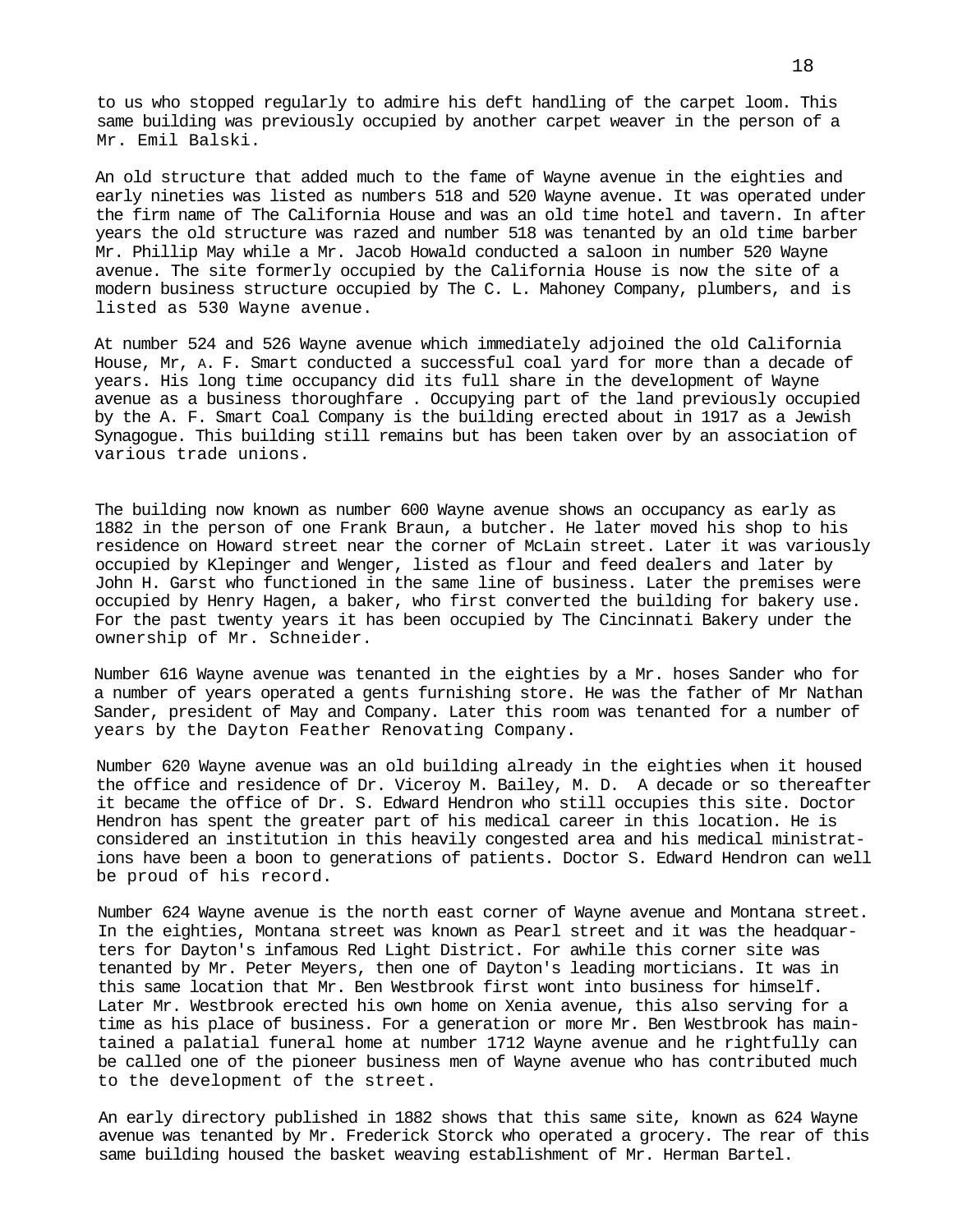to us who stopped regularly to admire his deft handling of the carpet loom. This same building was previously occupied by another carpet weaver in the person of a Mr. Emil Balski.

An old structure that added much to the fame of Wayne avenue in the eighties and early nineties was listed as numbers 518 and 520 Wayne avenue. It was operated under the firm name of The California House and was an old time hotel and tavern. In after years the old structure was razed and number 518 was tenanted by an old time barber Mr. Phillip May while a Mr. Jacob Howald conducted a saloon in number 520 Wayne avenue. The site formerly occupied by the California House is now the site of a modern business structure occupied by The C. L. Mahoney Company, plumbers, and is listed as 530 Wayne avenue.

At number 524 and 526 Wayne avenue which immediately adjoined the old California House, Mr, A. F. Smart conducted a successful coal yard for more than a decade of years. His long time occupancy did its full share in the development of Wayne avenue as a business thoroughfare . Occupying part of the land previously occupied by the A. F. Smart Coal Company is the building erected about in 1917 as a Jewish Synagogue. This building still remains but has been taken over by an association of various trade unions.

The building now known as number 600 Wayne avenue shows an occupancy as early as 1882 in the person of one Frank Braun, a butcher. He later moved his shop to his residence on Howard street near the corner of McLain street. Later it was variously occupied by Klepinger and Wenger, listed as flour and feed dealers and later by John H. Garst who functioned in the same line of business. Later the premises were occupied by Henry Hagen, a baker, who first converted the building for bakery use. For the past twenty years it has been occupied by The Cincinnati Bakery under the ownership of Mr. Schneider.

Number 616 Wayne avenue was tenanted in the eighties by a Mr. hoses Sander who for a number of years operated a gents furnishing store. He was the father of Mr Nathan Sander, president of May and Company. Later this room was tenanted for a number of years by the Dayton Feather Renovating Company.

Number 620 Wayne avenue was an old building already in the eighties when it housed the office and residence of Dr. Viceroy M. Bailey, M. D. A decade or so thereafter it became the office of Dr. S. Edward Hendron who still occupies this site. Doctor Hendron has spent the greater part of his medical career in this location. He is considered an institution in this heavily congested area and his medical ministrations have been a boon to generations of patients. Doctor S. Edward Hendron can well be proud of his record.

Number 624 Wayne avenue is the north east corner of Wayne avenue and Montana street. In the eighties, Montana street was known as Pearl street and it was the headquarters for Dayton's infamous Red Light District. For awhile this corner site was tenanted by Mr. Peter Meyers, then one of Dayton's leading morticians. It was in this same location that Mr. Ben Westbrook first wont into business for himself. Later Mr. Westbrook erected his own home on Xenia avenue, this also serving for a time as his place of business. For a generation or more Mr. Ben Westbrook has maintained a palatial funeral home at number 1712 Wayne avenue and he rightfully can be called one of the pioneer business men of Wayne avenue who has contributed much to the development of the street.

An early directory published in 1882 shows that this same site, known as 624 Wayne avenue was tenanted by Mr. Frederick Storck who operated a grocery. The rear of this same building housed the basket weaving establishment of Mr. Herman Bartel.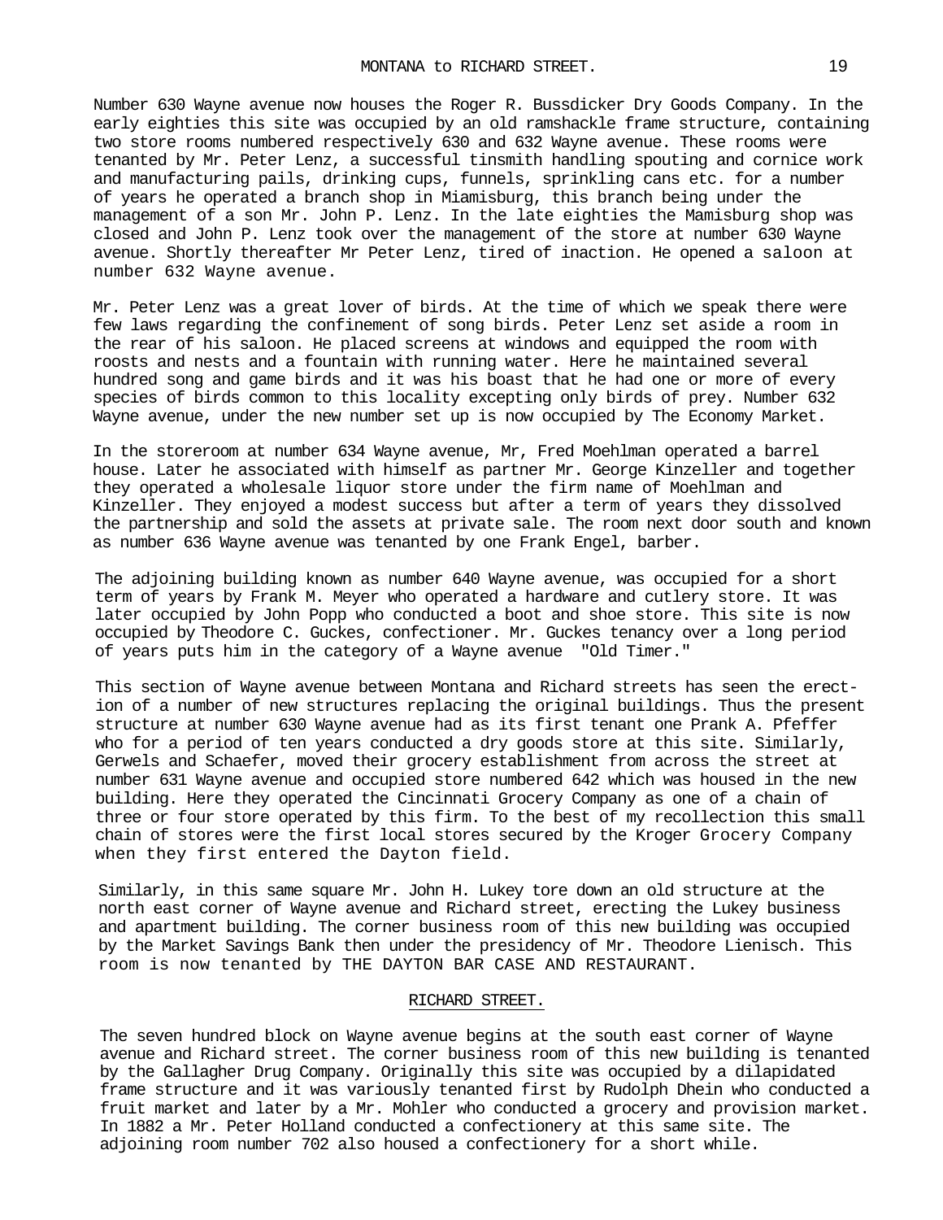Number 630 Wayne avenue now houses the Roger R. Bussdicker Dry Goods Company. In the early eighties this site was occupied by an old ramshackle frame structure, containing two store rooms numbered respectively 630 and 632 Wayne avenue. These rooms were tenanted by Mr. Peter Lenz, a successful tinsmith handling spouting and cornice work and manufacturing pails, drinking cups, funnels, sprinkling cans etc. for a number of years he operated a branch shop in Miamisburg, this branch being under the management of a son Mr. John P. Lenz. In the late eighties the Mamisburg shop was closed and John P. Lenz took over the management of the store at number 630 Wayne avenue. Shortly thereafter Mr Peter Lenz, tired of inaction. He opened a saloon at number 632 Wayne avenue.

Mr. Peter Lenz was a great lover of birds. At the time of which we speak there were few laws regarding the confinement of song birds. Peter Lenz set aside a room in the rear of his saloon. He placed screens at windows and equipped the room with roosts and nests and a fountain with running water. Here he maintained several hundred song and game birds and it was his boast that he had one or more of every species of birds common to this locality excepting only birds of prey. Number 632 Wayne avenue, under the new number set up is now occupied by The Economy Market.

In the storeroom at number 634 Wayne avenue, Mr, Fred Moehlman operated a barrel house. Later he associated with himself as partner Mr. George Kinzeller and together they operated a wholesale liquor store under the firm name of Moehlman and Kinzeller. They enjoyed a modest success but after a term of years they dissolved the partnership and sold the assets at private sale. The room next door south and known as number 636 Wayne avenue was tenanted by one Frank Engel, barber.

The adjoining building known as number 640 Wayne avenue, was occupied for a short term of years by Frank M. Meyer who operated a hardware and cutlery store. It was later occupied by John Popp who conducted a boot and shoe store. This site is now occupied by Theodore C. Guckes, confectioner. Mr. Guckes tenancy over a long period of years puts him in the category of a Wayne avenue "Old Timer."

This section of Wayne avenue between Montana and Richard streets has seen the erection of a number of new structures replacing the original buildings. Thus the present structure at number 630 Wayne avenue had as its first tenant one Prank A. Pfeffer who for a period of ten years conducted a dry goods store at this site. Similarly, Gerwels and Schaefer, moved their grocery establishment from across the street at number 631 Wayne avenue and occupied store numbered 642 which was housed in the new building. Here they operated the Cincinnati Grocery Company as one of a chain of three or four store operated by this firm. To the best of my recollection this small chain of stores were the first local stores secured by the Kroger Grocery Company when they first entered the Dayton field.

Similarly, in this same square Mr. John H. Lukey tore down an old structure at the north east corner of Wayne avenue and Richard street, erecting the Lukey business and apartment building. The corner business room of this new building was occupied by the Market Savings Bank then under the presidency of Mr. Theodore Lienisch. This room is now tenanted by THE DAYTON BAR CASE AND RESTAURANT.

## RICHARD STREET.

The seven hundred block on Wayne avenue begins at the south east corner of Wayne avenue and Richard street. The corner business room of this new building is tenanted by the Gallagher Drug Company. Originally this site was occupied by a dilapidated frame structure and it was variously tenanted first by Rudolph Dhein who conducted a fruit market and later by a Mr. Mohler who conducted a grocery and provision market. In 1882 a Mr. Peter Holland conducted a confectionery at this same site. The adjoining room number 702 also housed a confectionery for a short while.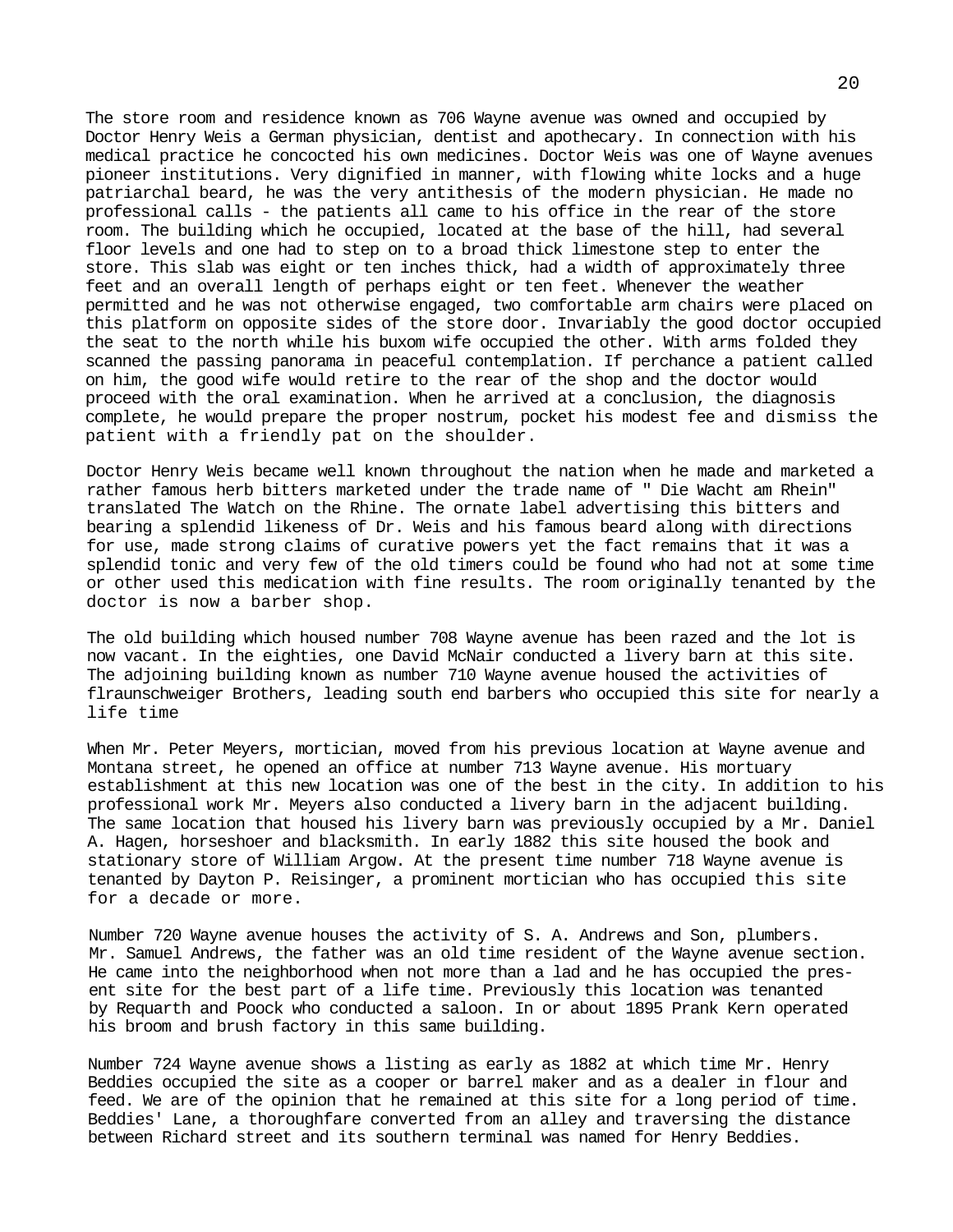The store room and residence known as 706 Wayne avenue was owned and occupied by Doctor Henry Weis a German physician, dentist and apothecary. In connection with his medical practice he concocted his own medicines. Doctor Weis was one of Wayne avenues pioneer institutions. Very dignified in manner, with flowing white locks and a huge patriarchal beard, he was the very antithesis of the modern physician. He made no professional calls - the patients all came to his office in the rear of the store room. The building which he occupied, located at the base of the hill, had several floor levels and one had to step on to a broad thick limestone step to enter the store. This slab was eight or ten inches thick, had a width of approximately three feet and an overall length of perhaps eight or ten feet. Whenever the weather permitted and he was not otherwise engaged, two comfortable arm chairs were placed on this platform on opposite sides of the store door. Invariably the good doctor occupied the seat to the north while his buxom wife occupied the other. With arms folded they scanned the passing panorama in peaceful contemplation. If perchance a patient called on him, the good wife would retire to the rear of the shop and the doctor would proceed with the oral examination. When he arrived at a conclusion, the diagnosis complete, he would prepare the proper nostrum, pocket his modest fee and dismiss the patient with a friendly pat on the shoulder.

Doctor Henry Weis became well known throughout the nation when he made and marketed a rather famous herb bitters marketed under the trade name of " Die Wacht am Rhein" translated The Watch on the Rhine. The ornate label advertising this bitters and bearing a splendid likeness of Dr. Weis and his famous beard along with directions for use, made strong claims of curative powers yet the fact remains that it was a splendid tonic and very few of the old timers could be found who had not at some time or other used this medication with fine results. The room originally tenanted by the doctor is now a barber shop.

The old building which housed number 708 Wayne avenue has been razed and the lot is now vacant. In the eighties, one David McNair conducted a livery barn at this site. The adjoining building known as number 710 Wayne avenue housed the activities of flraunschweiger Brothers, leading south end barbers who occupied this site for nearly a life time

When Mr. Peter Meyers, mortician, moved from his previous location at Wayne avenue and Montana street, he opened an office at number 713 Wayne avenue. His mortuary establishment at this new location was one of the best in the city. In addition to his professional work Mr. Meyers also conducted a livery barn in the adjacent building. The same location that housed his livery barn was previously occupied by a Mr. Daniel A. Hagen, horseshoer and blacksmith. In early 1882 this site housed the book and stationary store of William Argow. At the present time number 718 Wayne avenue is tenanted by Dayton P. Reisinger, a prominent mortician who has occupied this site for a decade or more.

Number 720 Wayne avenue houses the activity of S. A. Andrews and Son, plumbers. Mr. Samuel Andrews, the father was an old time resident of the Wayne avenue section. He came into the neighborhood when not more than a lad and he has occupied the present site for the best part of a life time. Previously this location was tenanted by Requarth and Poock who conducted a saloon. In or about 1895 Prank Kern operated his broom and brush factory in this same building.

Number 724 Wayne avenue shows a listing as early as 1882 at which time Mr. Henry Beddies occupied the site as a cooper or barrel maker and as a dealer in flour and feed. We are of the opinion that he remained at this site for a long period of time. Beddies' Lane, a thoroughfare converted from an alley and traversing the distance between Richard street and its southern terminal was named for Henry Beddies.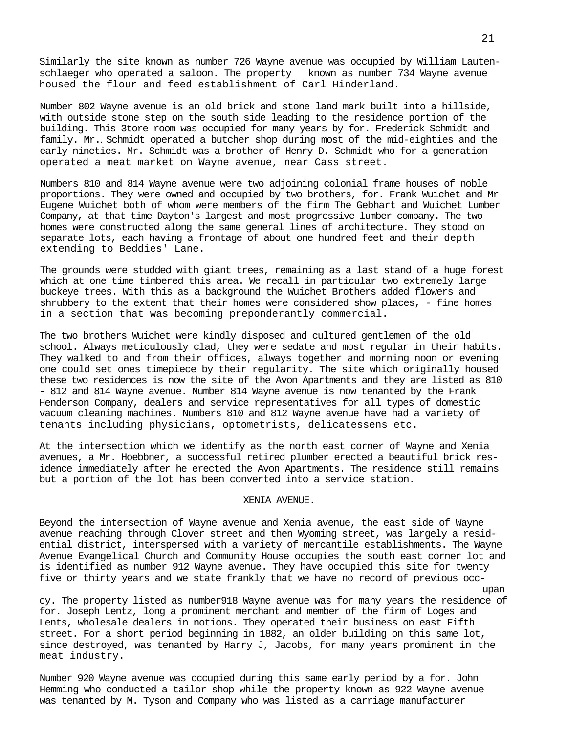Similarly the site known as number 726 Wayne avenue was occupied by William Lautenschlaeger who operated a saloon. The property known as number 734 Wayne avenue housed the flour and feed establishment of Carl Hinderland.

Number 802 Wayne avenue is an old brick and stone land mark built into a hillside, with outside stone step on the south side leading to the residence portion of the building. This 3tore room was occupied for many years by for. Frederick Schmidt and family. Mr.. Schmidt operated a butcher shop during most of the mid-eighties and the early nineties. Mr. Schmidt was a brother of Henry D. Schmidt who for a generation operated a meat market on Wayne avenue, near Cass street.

Numbers 810 and 814 Wayne avenue were two adjoining colonial frame houses of noble proportions. They were owned and occupied by two brothers, for. Frank Wuichet and Mr Eugene Wuichet both of whom were members of the firm The Gebhart and Wuichet Lumber Company, at that time Dayton's largest and most progressive lumber company. The two homes were constructed along the same general lines of architecture. They stood on separate lots, each having a frontage of about one hundred feet and their depth extending to Beddies' Lane.

The grounds were studded with giant trees, remaining as a last stand of a huge forest which at one time timbered this area. We recall in particular two extremely large buckeye trees. With this as a background the Wuichet Brothers added flowers and shrubbery to the extent that their homes were considered show places, - fine homes in a section that was becoming preponderantly commercial.

The two brothers Wuichet were kindly disposed and cultured gentlemen of the old school. Always meticulously clad, they were sedate and most regular in their habits. They walked to and from their offices, always together and morning noon or evening one could set ones timepiece by their regularity. The site which originally housed these two residences is now the site of the Avon Apartments and they are listed as 810 - 812 and 814 Wayne avenue. Number 814 Wayne avenue is now tenanted by the Frank Henderson Company, dealers and service representatives for all types of domestic vacuum cleaning machines. Numbers 810 and 812 Wayne avenue have had a variety of tenants including physicians, optometrists, delicatessens etc.

At the intersection which we identify as the north east corner of Wayne and Xenia avenues, a Mr. Hoebbner, a successful retired plumber erected a beautiful brick residence immediately after he erected the Avon Apartments. The residence still remains but a portion of the lot has been converted into a service station.

## XENIA AVENUE.

Beyond the intersection of Wayne avenue and Xenia avenue, the east side of Wayne avenue reaching through Clover street and then Wyoming street, was largely a residential district, interspersed with a variety of mercantile establishments. The Wayne Avenue Evangelical Church and Community House occupies the south east corner lot and is identified as number 912 Wayne avenue. They have occupied this site for twenty five or thirty years and we state frankly that we have no record of previous occupancy. The property listed as number918 Wayne avenue was for many years the residence of for. Joseph Lentz, long a prominent merchant and member of the firm of Loges and Lents, wholesale dealers in notions. They operated their business on east Fifth street. For a short period beginning in 1882, an older building on this same lot, since destroyed, was tenanted by Harry J, Jacobs, for many years prominent in the meat industry.

Number 920 Wayne avenue was occupied during this same early period by a for. John Hemming who conducted a tailor shop while the property known as 922 Wayne avenue was tenanted by M. Tyson and Company who was listed as a carriage manufacturer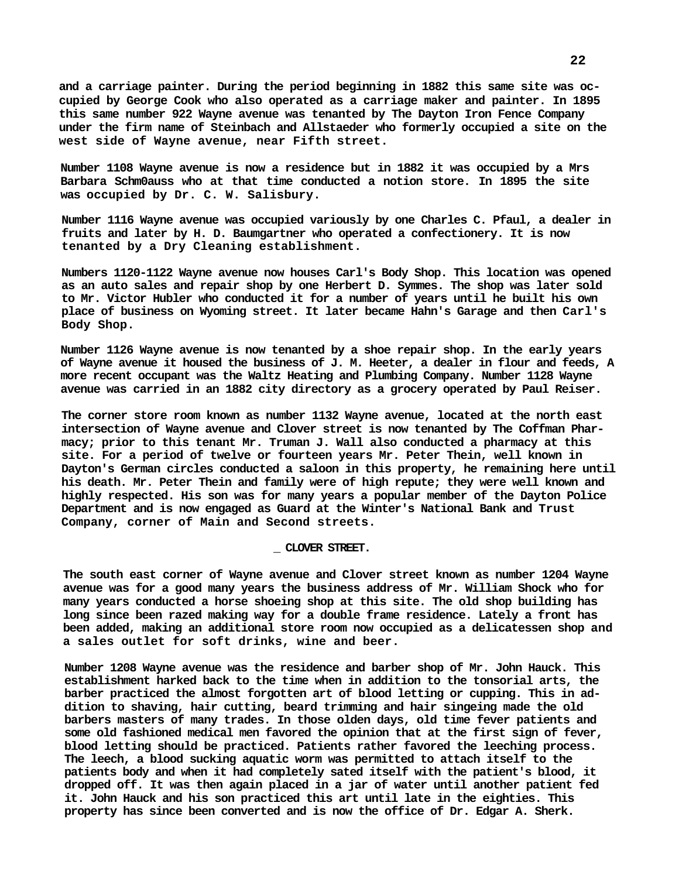and a carriage painter. During the period beginning in 1882 this same site was occupied by George Cook who also operated as a carriage maker and painter. In 1895 this same number 922 Wayne avenue was tenanted by The Dayton Iron Fence Company under the firm name of Steinbach and Allstaeder who formerly occupied a site on the west side of Wayne avenue, near Fifth street.

Number 1108 Wayne avenue is now a residence but in 1882 it was occupied by a Mrs Barbara Schm0auss who at that time conducted a notion store. In 1895 the site was occupied by Dr. C. W. Salisbury.

Number 1116 Wayne avenue was occupied variously by one Charles C. Pfaul, a dealer in fruits and later by H. D. Baumgartner who operated a confectionery. It is now tenanted by a Dry Cleaning establishment.

Numbers 1120-1122 Wayne avenue now houses Carl's Body Shop. This location was opened as an auto sales and repair shop by one Herbert D. Symmes. The shop was later sold to Mr. Victor Hubler who conducted it for a number of years until he built his own place of business on Wyoming street. It later became Hahn's Garage and then Carl's Body Shop.

Number 1126 Wayne avenue is now tenanted by a shoe repair shop. In the early years of Wayne avenue it housed the business of J. M. Heeter, a dealer in flour and feeds, A more recent occupant was the Waltz Heating and Plumbing Company. Number 1128 Wayne avenue was carried in an 1882 city directory as a grocery operated by Paul Reiser.

The corner store room known as number 1132 Wayne avenue, located at the north east intersection of Wayne avenue and Clover street is now tenanted by The Coffman Pharmacy; prior to this tenant Mr. Truman J. Wall also conducted a pharmacy at this site. For a period of twelve or fourteen years Mr. Peter Thein, well known in Dayton's German circles conducted a saloon in this property, he remaining here until his death. Mr. Peter Thein and family were of high repute; they were well known and highly respected. His son was for many years a popular member of the Dayton Police Department and is now engaged as Guard at the Winter's National Bank and Trust Company, corner of Main and Second streets.

## _ CLOVER STREET.

The south east corner of Wayne avenue and Clover street known as number 1204 Wayne avenue was for a good many years the business address of Mr. William Shock who for many years conducted a horse shoeing shop at this site. The old shop building has long since been razed making way for a double frame residence. Lately a front has been added, making an additional store room now occupied as a delicatessen shop and a sales outlet for soft drinks, wine and beer.

Number 1208 Wayne avenue was the residence and barber shop of Mr. John Hauck. This establishment harked back to the time when in addition to the tonsorial arts, the barber practiced the almost forgotten art of blood letting or cupping. This in addition to shaving, hair cutting, beard trimming and hair singeing made the old barbers masters of many trades. In those olden days, old time fever patients and some old fashioned medical men favored the opinion that at the first sign of fever, blood letting should be practiced. Patients rather favored the leeching process. The leech, a blood sucking aquatic worm was permitted to attach itself to the patients body and when it had completely sated itself with the patient's blood, it dropped off. It was then again placed in a jar of water until another patient fed it. John Hauck and his son practiced this art until late in the eighties. This property has since been converted and is now the office of Dr. Edgar A. Sherk.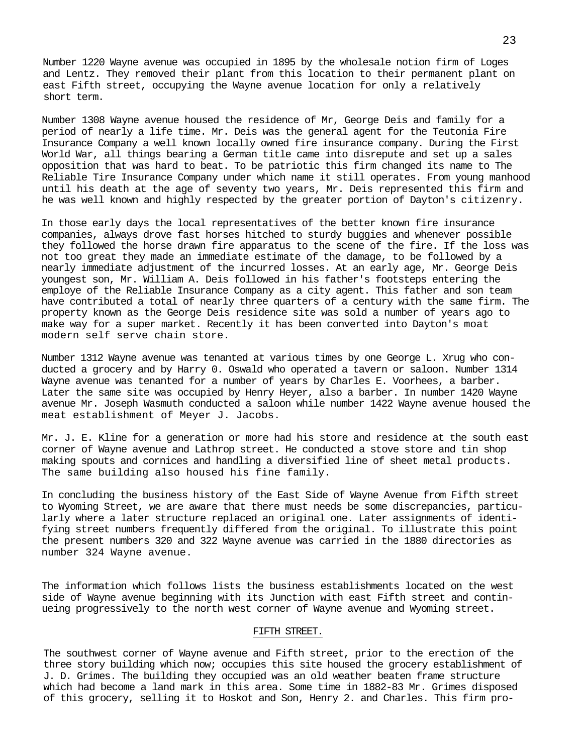Number 1220 Wayne avenue was occupied in 1895 by the wholesale notion firm of Loges and Lentz. They removed their plant from this location to their permanent plant on east Fifth street, occupying the Wayne avenue location for only a relatively short term.

Number 1308 Wayne avenue housed the residence of Mr, George Deis and family for a period of nearly a life time. Mr. Deis was the general agent for the Teutonia Fire Insurance Company a well known locally owned fire insurance company. During the First World War, all things bearing a German title came into disrepute and set up a sales opposition that was hard to beat. To be patriotic this firm changed its name to The Reliable Tire Insurance Company under which name it still operates. From young manhood until his death at the age of seventy two years, Mr. Deis represented this firm and he was well known and highly respected by the greater portion of Dayton's citizenry.

In those early days the local representatives of the better known fire insurance companies, always drove fast horses hitched to sturdy buggies and whenever possible they followed the horse drawn fire apparatus to the scene of the fire. If the loss was not too great they made an immediate estimate of the damage, to be followed by a nearly immediate adjustment of the incurred losses. At an early age, Mr. George Deis youngest son, Mr. William A. Deis followed in his father's footsteps entering the employe of the Reliable Insurance Company as a city agent. This father and son team have contributed a total of nearly three quarters of a century with the same firm. The property known as the George Deis residence site was sold a number of years ago to make way for a super market. Recently it has been converted into Dayton's moat modern self serve chain store.

Number 1312 Wayne avenue was tenanted at various times by one George L. Xrug who conducted a grocery and by Harry 0. Oswald who operated a tavern or saloon. Number 1314 Wayne avenue was tenanted for a number of years by Charles E. Voorhees, a barber. Later the same site was occupied by Henry Heyer, also a barber. In number 1420 Wayne avenue Mr. Joseph Wasmuth conducted a saloon while number 1422 Wayne avenue housed the meat establishment of Meyer J. Jacobs.

Mr. J. E. Kline for a generation or more had his store and residence at the south east corner of Wayne avenue and Lathrop street. He conducted a stove store and tin shop making spouts and cornices and handling a diversified line of sheet metal products. The same building also housed his fine family.

In concluding the business history of the East Side of Wayne Avenue from Fifth street to Wyoming Street, we are aware that there must needs be some discrepancies, particularly where a later structure replaced an original one. Later assignments of identifying street numbers frequently differed from the original. To illustrate this point the present numbers 320 and 322 Wayne avenue was carried in the 1880 directories as number 324 Wayne avenue.

The information which follows lists the business establishments located on the west side of Wayne avenue beginning with its Junction with east Fifth street and continueing progressively to the north west corner of Wayne avenue and Wyoming street.

## FIFTH STREET.

The southwest corner of Wayne avenue and Fifth street, prior to the erection of the three story building which now; occupies this site housed the grocery establishment of J. D. Grimes. The building they occupied was an old weather beaten frame structure which had become a land mark in this area. Some time in 1882-83 Mr. Grimes disposed of this grocery, selling it to Hoskot and Son, Henry 2. and Charles. This firm pro-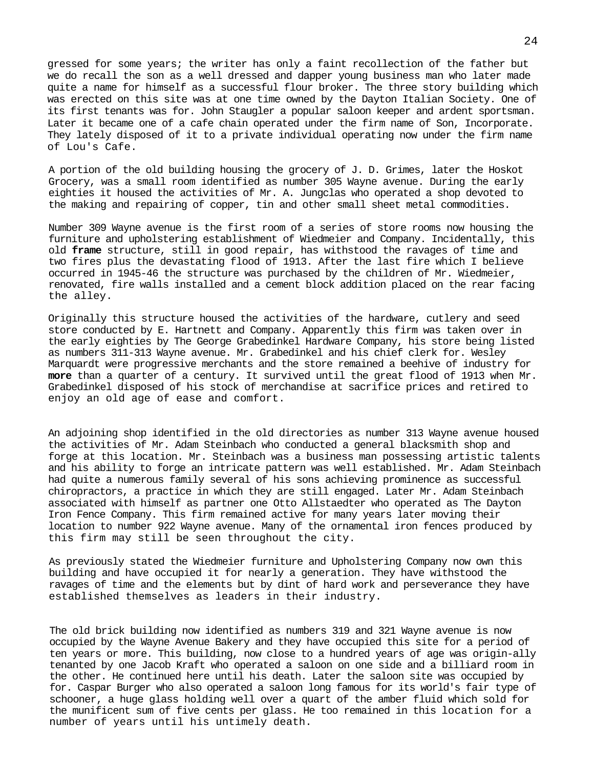gressed for some years; the writer has only a faint recollection of the father but we do recall the son as a well dressed and dapper young business man who later made quite a name for himself as a successful flour broker. The three story building which was erected on this site was at one time owned by the Dayton Italian Society. One of its first tenants was for. John Staugler a popular saloon keeper and ardent sportsman. Later it became one of a cafe chain operated under the firm name of Son, Incorporate. They lately disposed of it to a private individual operating now under the firm name of Lou's Cafe.

A portion of the old building housing the grocery of J. D. Grimes, later the Hoskot Grocery, was a small room identified as number 305 Wayne avenue. During the early eighties it housed the activities of Mr. A. Jungclas who operated a shop devoted to the making and repairing of copper, tin and other small sheet metal commodities.

Number 309 Wayne avenue is the first room of a series of store rooms now housing the furniture and upholstering establishment of Wiedmeier and Company. Incidentally, this old **frame** structure, still in good repair, has withstood the ravages of time and two fires plus the devastating flood of 1913. After the last fire which I believe occurred in 1945-46 the structure was purchased by the children of Mr. Wiedmeier, renovated, fire walls installed and a cement block addition placed on the rear facing the alley.

Originally this structure housed the activities of the hardware, cutlery and seed store conducted by E. Hartnett and Company. Apparently this firm was taken over in the early eighties by The George Grabedinkel Hardware Company, his store being listed as numbers 311-313 Wayne avenue. Mr. Grabedinkel and his chief clerk for. Wesley Marquardt were progressive merchants and the store remained a beehive of industry for **more** than a quarter of a century. It survived until the great flood of 1913 when Mr. Grabedinkel disposed of his stock of merchandise at sacrifice prices and retired to enjoy an old age of ease and comfort.

An adjoining shop identified in the old directories as number 313 Wayne avenue housed the activities of Mr. Adam Steinbach who conducted a general blacksmith shop and forge at this location. Mr. Steinbach was a business man possessing artistic talents and his ability to forge an intricate pattern was well established. Mr. Adam Steinbach had quite a numerous family several of his sons achieving prominence as successful chiropractors, a practice in which they are still engaged. Later Mr. Adam Steinbach associated with himself as partner one Otto Allstaedter who operated as The Dayton Iron Fence Company. This firm remained active for many years later moving their location to number 922 Wayne avenue. Many of the ornamental iron fences produced by this firm may still be seen throughout the city.

As previously stated the Wiedmeier furniture and Upholstering Company now own this building and have occupied it for nearly a generation. They have withstood the ravages of time and the elements but by dint of hard work and perseverance they have established themselves as leaders in their industry.

The old brick building now identified as numbers 319 and 321 Wayne avenue is now occupied by the Wayne Avenue Bakery and they have occupied this site for a period of ten years or more. This building, now close to a hundred years of age was origin-ally tenanted by one Jacob Kraft who operated a saloon on one side and a billiard room in the other. He continued here until his death. Later the saloon site was occupied by for. Caspar Burger who also operated a saloon long famous for its world's fair type of schooner, a huge glass holding well over a quart of the amber fluid which sold for the munificent sum of five cents per glass. He too remained in this location for a number of years until his untimely death.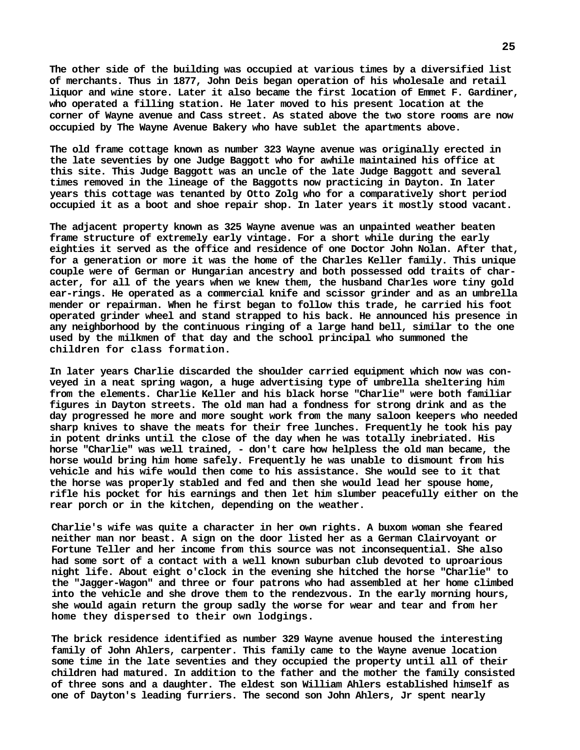The other side of the building was occupied at various times by a diversified list of merchants. Thus in 1877, John Deis began operation of his wholesale and retail liquor and wine store. Later it also became the first location of Emmet F. Gardiner, who operated a filling station. He later moved to his present location at the corner of Wayne avenue and Cass street. As stated above the two store rooms are now occupied by The Wayne Avenue Bakery who have sublet the apartments above.

The old frame cottage known as number 323 Wayne avenue was originally erected in the late seventies by one Judge Baggott who for awhile maintained his office at this site. This Judge Baggott was an uncle of the late Judge Baggott and several times removed in the lineage of the Baggotts now practicing in Dayton. In later years this cottage was tenanted by Otto Zolg who for a comparatively short period occupied it as a boot and shoe repair shop. In later years it mostly stood vacant.

The adjacent property known as 325 Wayne avenue was an unpainted weather beaten frame structure of extremely early vintage. For a short while during the early eighties it served as the office and residence of one Doctor John Nolan. After that, for a generation or more it was the home of the Charles Keller family. This unique couple were of German or Hungarian ancestry and both possessed odd traits of character, for all of the years when we knew them, the husband Charles wore tiny gold ear-rings. He operated as a commercial knife and scissor grinder and as an umbrella mender or repairman. When he first began to follow this trade, he carried his foot operated grinder wheel and stand strapped to his back. He announced his presence in any neighborhood by the continuous ringing of a large hand bell, similar to the one used by the milkmen of that day and the school principal who summoned the children for class formation.

In later years Charlie discarded the shoulder carried equipment which now was conveyed in a neat spring wagon, a huge advertising type of umbrella sheltering him from the elements. Charlie Keller and his black horse "Charlie" were both familiar figures in Dayton streets. The old man had a fondness for strong drink and as the day progressed he more and more sought work from the many saloon keepers who needed sharp knives to shave the meats for their free lunches. Frequently he took his pay in potent drinks until the close of the day when he was totally inebriated. His horse "Charlie" was well trained, - don't care how helpless the old man became, the horse would bring him home safely. Frequently he was unable to dismount from his vehicle and his wife would then come to his assistance. She would see to it that the horse was properly stabled and fed and then she would lead her spouse home, rifle his pocket for his earnings and then let him slumber peacefully either on the rear porch or in the kitchen, depending on the weather.

Charlie's wife was quite a character in her own rights. A buxom woman she feared neither man nor beast. A sign on the door listed her as a German Clairvoyant or Fortune Teller and her income from this source was not inconsequential. She also had some sort of a contact with a well known suburban club devoted to uproarious night life. About eight o'clock in the evening she hitched the horse "Charlie" to the "Jagger-Wagon" and three or four patrons who had assembled at her home climbed into the vehicle and she drove them to the rendezvous. In the early morning hours, she would again return the group sadly the worse for wear and tear and from her home they dispersed to their own lodgings.

The brick residence identified as number 329 Wayne avenue housed the interesting family of John Ahlers, carpenter. This family came to the Wayne avenue location some time in the late seventies and they occupied the property until all of their children had matured. In addition to the father and the mother the family consisted of three sons and a daughter. The eldest son William Ahlers established himself as one of Dayton's leading furriers. The second son John Ahlers, Jr spent nearly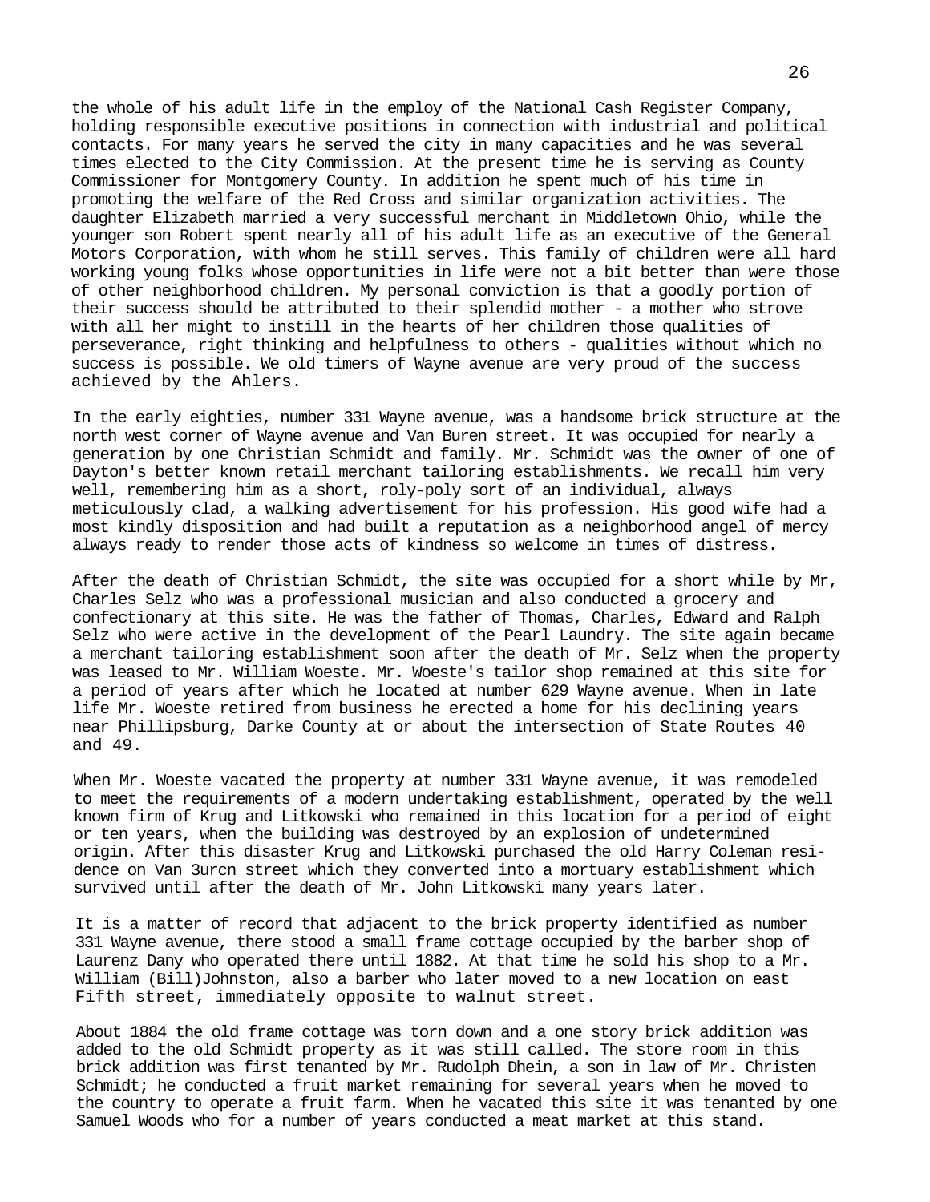the whole of his adult life in the employ of the National Cash Register Company, holding responsible executive positions in connection with industrial and political contacts. For many years he served the city in many capacities and he was several times elected to the City Commission. At the present time he is serving as County Commissioner for Montgomery County. In addition he spent much of his time in promoting the welfare of the Red Cross and similar organization activities. The daughter Elizabeth married a very successful merchant in Middletown Ohio, while the younger son Robert spent nearly all of his adult life as an executive of the General Motors Corporation, with whom he still serves. This family of children were all hard working young folks whose opportunities in life were not a bit better than were those of other neighborhood children. My personal conviction is that a goodly portion of their success should be attributed to their splendid mother - a mother who strove with all her might to instill in the hearts of her children those qualities of perseverance, right thinking and helpfulness to others - qualities without which no success is possible. We old timers of Wayne avenue are very proud of the success achieved by the Ahlers.

In the early eighties, number 331 Wayne avenue, was a handsome brick structure at the north west corner of Wayne avenue and Van Buren street. It was occupied for nearly a generation by one Christian Schmidt and family. Mr. Schmidt was the owner of one of Dayton's better known retail merchant tailoring establishments. We recall him very well, remembering him as a short, roly-poly sort of an individual, always meticulously clad, a walking advertisement for his profession. His good wife had a most kindly disposition and had built a reputation as a neighborhood angel of mercy always ready to render those acts of kindness so welcome in times of distress.

After the death of Christian Schmidt, the site was occupied for a short while by Mr, Charles Selz who was a professional musician and also conducted a grocery and confectionary at this site. He was the father of Thomas, Charles, Edward and Ralph Selz who were active in the development of the Pearl Laundry. The site again became a merchant tailoring establishment soon after the death of Mr. Selz when the property was leased to Mr. William Woeste. Mr. Woeste's tailor shop remained at this site for a period of years after which he located at number 629 Wayne avenue. When in late life Mr. Woeste retired from business he erected a home for his declining years near Phillipsburg, Darke County at or about the intersection of State Routes 40 and 49.

When Mr. Woeste vacated the property at number 331 Wayne avenue, it was remodeled to meet the requirements of a modern undertaking establishment, operated by the well known firm of Krug and Litkowski who remained in this location for a period of eight or ten years, when the building was destroyed by an explosion of undetermined origin. After this disaster Krug and Litkowski purchased the old Harry Coleman residence on Van 3urcn street which they converted into a mortuary establishment which survived until after the death of Mr. John Litkowski many years later.

It is a matter of record that adjacent to the brick property identified as number 331 Wayne avenue, there stood a small frame cottage occupied by the barber shop of Laurenz Dany who operated there until 1882. At that time he sold his shop to a Mr. William (Bill)Johnston, also a barber who later moved to a new location on east Fifth street, immediately opposite to walnut street.

About 1884 the old frame cottage was torn down and a one story brick addition was added to the old Schmidt property as it was still called. The store room in this brick addition was first tenanted by Mr. Rudolph Dhein, a son in law of Mr. Christen Schmidt; he conducted a fruit market remaining for several years when he moved to the country to operate a fruit farm. When he vacated this site it was tenanted by one Samuel Woods who for a number of years conducted a meat market at this stand.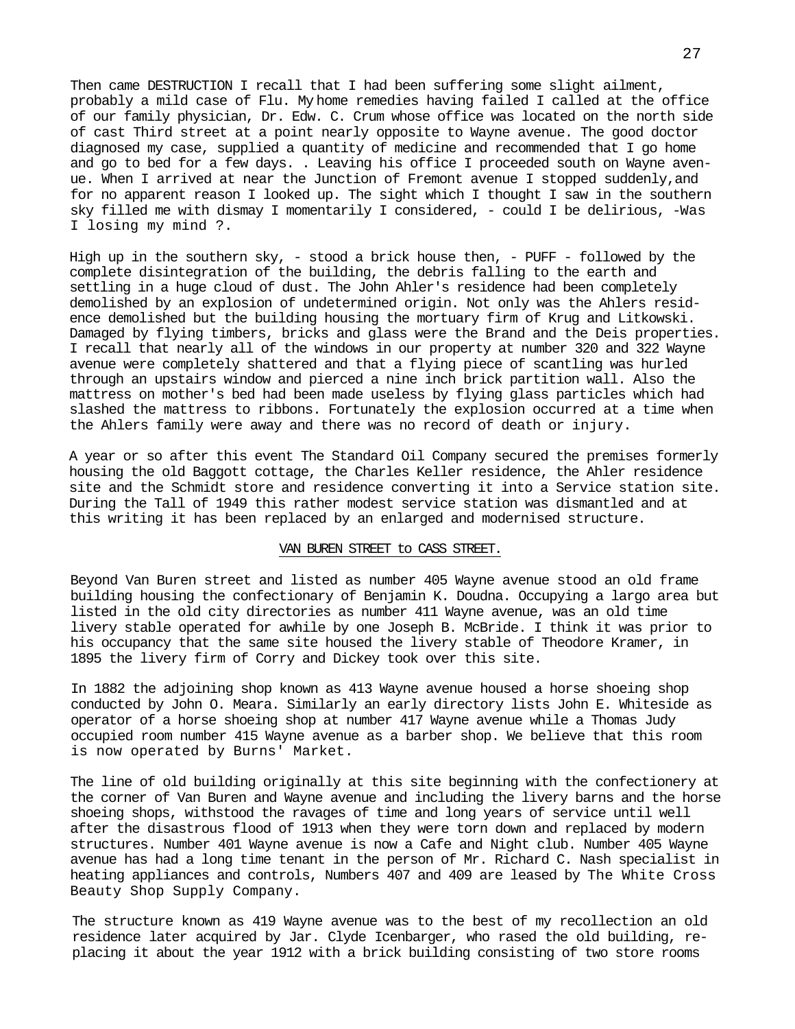Then came DESTRUCTION I recall that I had been suffering some slight ailment, probably a mild case of Flu. My home remedies having failed I called at the office of our family physician, Dr. Edw. C. Crum whose office was located on the north side of cast Third street at a point nearly opposite to Wayne avenue. The good doctor diagnosed my case, supplied a quantity of medicine and recommended that I go home and go to bed for a few days. . Leaving his office I proceeded south on Wayne avenue. When I arrived at near the Junction of Fremont avenue I stopped suddenly,and for no apparent reason I looked up. The sight which I thought I saw in the southern sky filled me with dismay I momentarily I considered, - could I be delirious, -Was I losing my mind ?.

High up in the southern sky, - stood a brick house then, - PUFF - followed by the complete disintegration of the building, the debris falling to the earth and settling in a huge cloud of dust. The John Ahler's residence had been completely demolished by an explosion of undetermined origin. Not only was the Ahlers residence demolished but the building housing the mortuary firm of Krug and Litkowski. Damaged by flying timbers, bricks and glass were the Brand and the Deis properties. I recall that nearly all of the windows in our property at number 320 and 322 Wayne avenue were completely shattered and that a flying piece of scantling was hurled through an upstairs window and pierced a nine inch brick partition wall. Also the mattress on mother's bed had been made useless by flying glass particles which had slashed the mattress to ribbons. Fortunately the explosion occurred at a time when the Ahlers family were away and there was no record of death or injury.

A year or so after this event The Standard Oil Company secured the premises formerly housing the old Baggott cottage, the Charles Keller residence, the Ahler residence site and the Schmidt store and residence converting it into a Service station site. During the Tall of 1949 this rather modest service station was dismantled and at this writing it has been replaced by an enlarged and modernised structure.

## VAN BUREN STREET to CASS STREET.

Beyond Van Buren street and listed as number 405 Wayne avenue stood an old frame building housing the confectionary of Benjamin K. Doudna. Occupying a largo area but listed in the old city directories as number 411 Wayne avenue, was an old time livery stable operated for awhile by one Joseph B. McBride. I think it was prior to his occupancy that the same site housed the livery stable of Theodore Kramer, in 1895 the livery firm of Corry and Dickey took over this site.

In 1882 the adjoining shop known as 413 Wayne avenue housed a horse shoeing shop conducted by John O. Meara. Similarly an early directory lists John E. Whiteside as operator of a horse shoeing shop at number 417 Wayne avenue while a Thomas Judy occupied room number 415 Wayne avenue as a barber shop. We believe that this room is now operated by Burns' Market.

The line of old building originally at this site beginning with the confectionery at the corner of Van Buren and Wayne avenue and including the livery barns and the horse shoeing shops, withstood the ravages of time and long years of service until well after the disastrous flood of 1913 when they were torn down and replaced by modern structures. Number 401 Wayne avenue is now a Cafe and Night club. Number 405 Wayne avenue has had a long time tenant in the person of Mr. Richard C. Nash specialist in heating appliances and controls, Numbers 407 and 409 are leased by The White Cross Beauty Shop Supply Company.

The structure known as 419 Wayne avenue was to the best of my recollection an old residence later acquired by Jar. Clyde Icenbarger, who rased the old building, replacing it about the year 1912 with a brick building consisting of two store rooms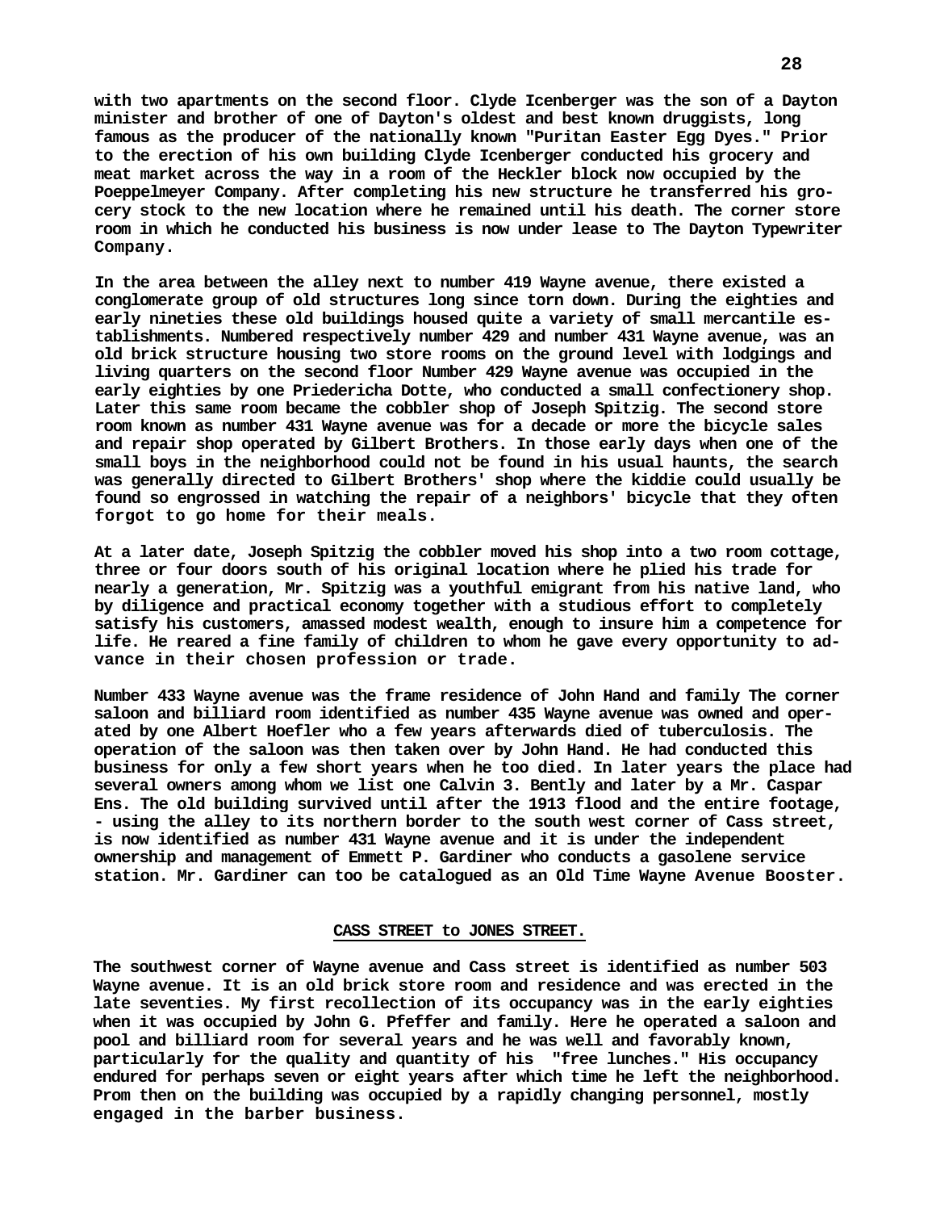with two apartments on the second floor. Clyde Icenberger was the son of a Dayton minister and brother of one of Dayton's oldest and best known druggists, long famous as the producer of the nationally known "Puritan Easter Egg Dyes." Prior to the erection of his own building Clyde Icenberger conducted his grocery and meat market across the way in a room of the Heckler block now occupied by the Poeppelmeyer Company. After completing his new structure he transferred his grocery stock to the new location where he remained until his death. The corner store room in which he conducted his business is now under lease to The Dayton Typewriter Company.

In the area between the alley next to number 419 Wayne avenue, there existed a conglomerate group of old structures long since torn down. During the eighties and early nineties these old buildings housed quite a variety of small mercantile establishments. Numbered respectively number 429 and number 431 Wayne avenue, was an old brick structure housing two store rooms on the ground level with lodgings and living quarters on the second floor Number 429 Wayne avenue was occupied in the early eighties by one Priedericha Dotte, who conducted a small confectionery shop. Later this same room became the cobbler shop of Joseph Spitzig. The second store room known as number 431 Wayne avenue was for a decade or more the bicycle sales and repair shop operated by Gilbert Brothers. In those early days when one of the small boys in the neighborhood could not be found in his usual haunts, the search was generally directed to Gilbert Brothers' shop where the kiddie could usually be found so engrossed in watching the repair of a neighbors' bicycle that they often forgot to go home for their meals.

At a later date, Joseph Spitzig the cobbler moved his shop into a two room cottage, three or four doors south of his original location where he plied his trade for nearly a generation, Mr. Spitzig was a youthful emigrant from his native land, who by diligence and practical economy together with a studious effort to completely satisfy his customers, amassed modest wealth, enough to insure him a competence for life. He reared a fine family of children to whom he gave every opportunity to advance in their chosen profession or trade.

Number 433 Wayne avenue was the frame residence of John Hand and family The corner saloon and billiard room identified as number 435 Wayne avenue was owned and operated by one Albert Hoefler who a few years afterwards died of tuberculosis. The operation of the saloon was then taken over by John Hand. He had conducted this business for only a few short years when he too died. In later years the place had several owners among whom we list one Calvin 3. Bently and later by a Mr. Caspar Ens. The old building survived until after the 1913 flood and the entire footage, - using the alley to its northern border to the south west corner of Cass street, is now identified as number 431 Wayne avenue and it is under the independent ownership and management of Emmett P. Gardiner who conducts a gasolene service station. Mr. Gardiner can too be catalogued as an Old Time Wayne Avenue Booster.

## CASS STREET to JONES STREET.

The southwest corner of Wayne avenue and Cass street is identified as number 503 Wayne avenue. It is an old brick store room and residence and was erected in the late seventies. My first recollection of its occupancy was in the early eighties when it was occupied by John G. Pfeffer and family. Here he operated a saloon and pool and billiard room for several years and he was well and favorably known, particularly for the quality and quantity of his "free lunches." His occupancy endured for perhaps seven or eight years after which time he left the neighborhood. Prom then on the building was occupied by a rapidly changing personnel, mostly engaged in the barber business.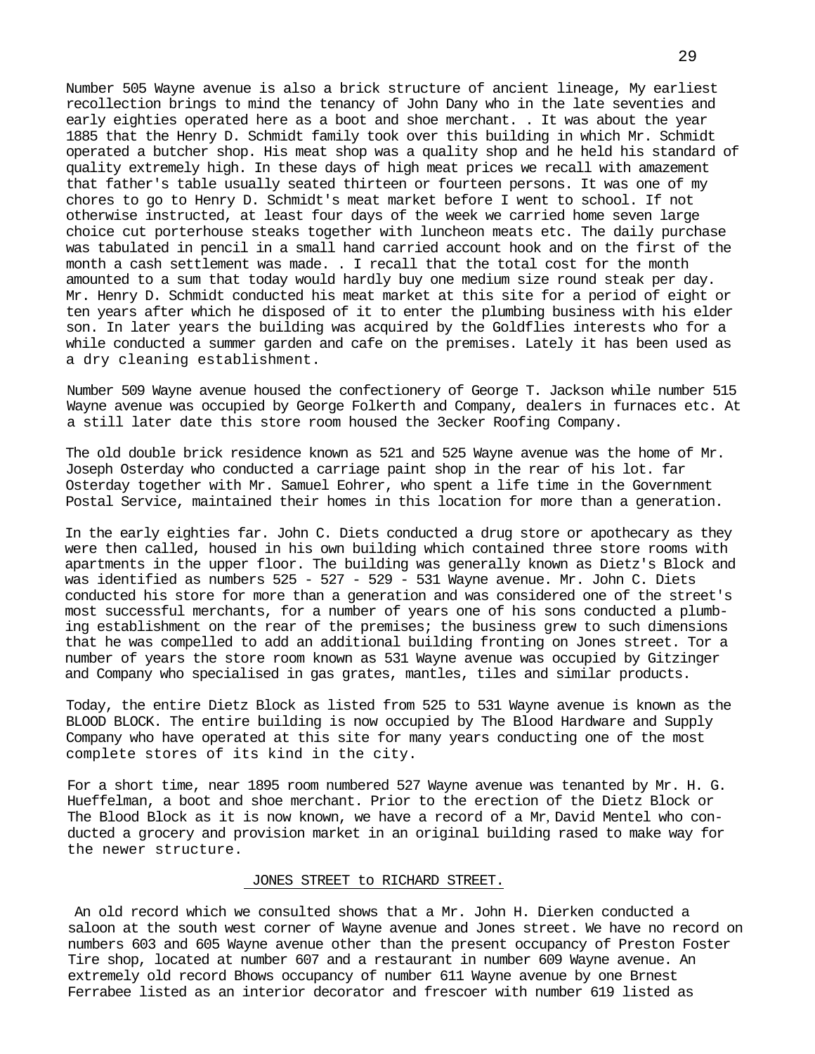Number 505 Wayne avenue is also a brick structure of ancient lineage, My earliest recollection brings to mind the tenancy of John Dany who in the late seventies and early eighties operated here as a boot and shoe merchant. . It was about the year 1885 that the Henry D. Schmidt family took over this building in which Mr. Schmidt operated a butcher shop. His meat shop was a quality shop and he held his standard of quality extremely high. In these days of high meat prices we recall with amazement that father's table usually seated thirteen or fourteen persons. It was one of my chores to go to Henry D. Schmidt's meat market before I went to school. If not otherwise instructed, at least four days of the week we carried home seven large choice cut porterhouse steaks together with luncheon meats etc. The daily purchase was tabulated in pencil in a small hand carried account hook and on the first of the month a cash settlement was made. . I recall that the total cost for the month amounted to a sum that today would hardly buy one medium size round steak per day. Mr. Henry D. Schmidt conducted his meat market at this site for a period of eight or ten years after which he disposed of it to enter the plumbing business with his elder son. In later years the building was acquired by the Goldflies interests who for a while conducted a summer garden and cafe on the premises. Lately it has been used as a dry cleaning establishment.

Number 509 Wayne avenue housed the confectionery of George T. Jackson while number 515 Wayne avenue was occupied by George Folkerth and Company, dealers in furnaces etc. At a still later date this store room housed the 3ecker Roofing Company.

The old double brick residence known as 521 and 525 Wayne avenue was the home of Mr. Joseph Osterday who conducted a carriage paint shop in the rear of his lot. far Osterday together with Mr. Samuel Eohrer, who spent a life time in the Government Postal Service, maintained their homes in this location for more than a generation.

In the early eighties far. John C. Diets conducted a drug store or apothecary as they were then called, housed in his own building which contained three store rooms with apartments in the upper floor. The building was generally known as Dietz's Block and was identified as numbers 525 - 527 - 529 - 531 Wayne avenue. Mr. John C. Diets conducted his store for more than a generation and was considered one of the street's most successful merchants, for a number of years one of his sons conducted a plumbing establishment on the rear of the premises; the business grew to such dimensions that he was compelled to add an additional building fronting on Jones street. Tor a number of years the store room known as 531 Wayne avenue was occupied by Gitzinger and Company who specialised in gas grates, mantles, tiles and similar products.

Today, the entire Dietz Block as listed from 525 to 531 Wayne avenue is known as the BLOOD BLOCK. The entire building is now occupied by The Blood Hardware and Supply Company who have operated at this site for many years conducting one of the most complete stores of its kind in the city.

For a short time, near 1895 room numbered 527 Wayne avenue was tenanted by Mr. H. G. Hueffelman, a boot and shoe merchant. Prior to the erection of the Dietz Block or The Blood Block as it is now known, we have a record of a Mr, David Mentel who conducted a grocery and provision market in an original building rased to make way for the newer structure.

## JONES STREET to RICHARD STREET.

An old record which we consulted shows that a Mr. John H. Dierken conducted a saloon at the south west corner of Wayne avenue and Jones street. We have no record on numbers 603 and 605 Wayne avenue other than the present occupancy of Preston Foster Tire shop, located at number 607 and a restaurant in number 609 Wayne avenue. An extremely old record Bhows occupancy of number 611 Wayne avenue by one Brnest Ferrabee listed as an interior decorator and frescoer with number 619 listed as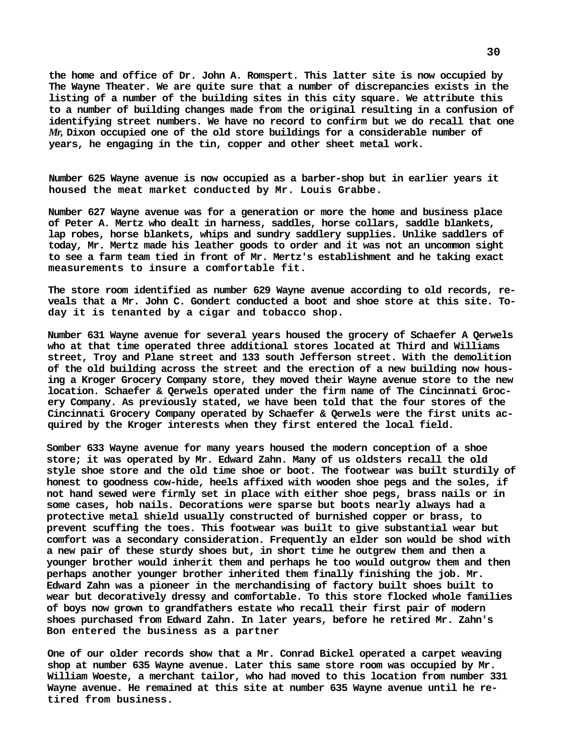the home and office of Dr. John A. Romspert. This latter site is now occupied by The Wayne Theater. We are quite sure that a number of discrepancies exists in the listing of a number of the building sites in this city square. We attribute this to a number of building changes made from the original resulting in a confusion of identifying street numbers. We have no record to confirm but we do recall that one Mr. Dixon occupied one of the old store buildings for a considerable number of years, he engaging in the tin, copper and other sheet metal work.

Number 625 Wayne avenue is now occupied as a barber-shop but in earlier years it housed the meat market conducted by Mr. Louis Grabbe.

Number 627 Wayne avenue was for a generation or more the home and business place of Peter A. Mertz who dealt in harness, saddles, horse collars, saddle blankets, lap robes, horse blankets, whips and sundry saddlery supplies. Unlike saddlers of today, Mr. Mertz made his leather goods to order and it was not an uncommon sight to see a farm team tied in front of Mr. Mertz's establishment and he taking exact measurements to insure a comfortable fit.

The store room identified as number 629 Wayne avenue according to old records, reveals that a Mr. John C. Gondert conducted a boot and shoe store at this site. Today it is tenanted by a cigar and tobacco shop.

Number 631 Wayne avenue for several years housed the grocery of Schaefer A Qerwels who at that time operated three additional stores located at Third and Williams street, Troy and Plane street and 133 south Jefferson street. With the demolition of the old building across the street and the erection of a new building now housing a Kroger Grocery Company store, they moved their Wayne avenue store to the new location. Schaefer & Qerwels operated under the firm name of The Cincinnati Grocery Company. As previously stated, we have been told that the four stores of the Cincinnati Grocery Company operated by Schaefer & Qerwels were the first units acquired by the Kroger interests when they first entered the local field.

Somber 633 Wayne avenue for many years housed the modern conception of a shoe store; it was operated by Mr. Edward Zahn. Many of us oldsters recall the old style shoe store and the old time shoe or boot. The footwear was built sturdily of honest to goodness cow-hide, heels affixed with wooden shoe pegs and the soles, if not hand sewed were firmly set in place with either shoe pegs, brass nails or in some cases, hob nails. Decorations were sparse but boots nearly always had a protective metal shield usually constructed of burnished copper or brass, to prevent scuffing the toes. This footwear was built to give substantial wear but comfort was a secondary consideration. Frequently an elder son would be shod with a new pair of these sturdy shoes but, in short time he outgrew them and then a younger brother would inherit them and perhaps he too would outgrow them and then perhaps another younger brother inherited them finally finishing the job. Mr. Edward Zahn was a pioneer in the merchandising of factory built shoes built to wear but decoratively dressy and comfortable. To this store flocked whole families of boys now grown to grandfathers estate who recall their first pair of modern shoes purchased from Edward Zahn. In later years, before he retired Mr. Zahn's Bon entered the business as a partner

One of our older records show that a Mr. Conrad Bickel operated a carpet weaving shop at number 635 Wayne avenue. Later this same store room was occupied by Mr. William Woeste, a merchant tailor, who had moved to this location from number 331 Wayne avenue. He remained at this site at number 635 Wayne avenue until he retired from business.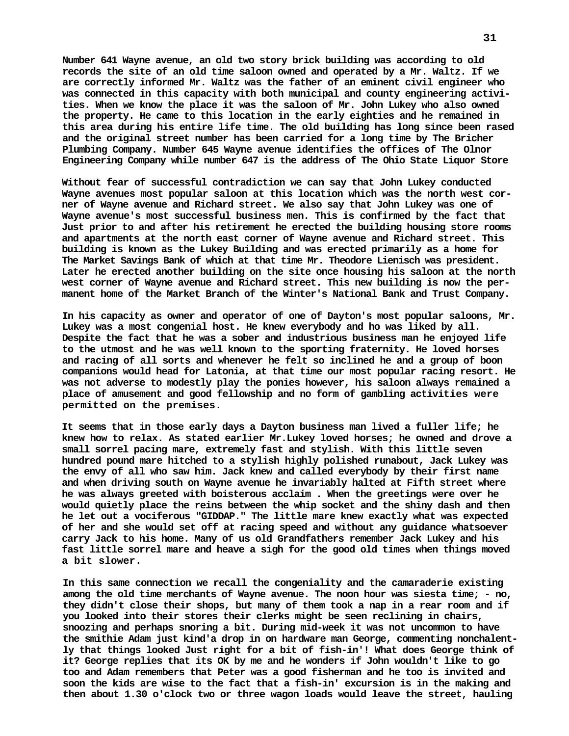**Number 641 Wayne avenue, an old two story brick building was according to old records the site of an old time saloon owned and operated by a Mr. Waltz. If we are correctly informed Mr. Waltz was the father of an eminent civil engineer who was connected in this capacity with both municipal and county engineering activities. When we know the place it was the saloon of Mr. John Lukey who also owned the property. He came to this location in the early eighties and he remained in this area during his entire life time. The old building has long since been rased and the original street number has been carried for a long time by The Bricher Plumbing Company. Number 645 Wayne avenue identifies the offices of The Olnor Engineering Company while number 647 is the address of The Ohio State Liquor Store**

**Without fear of successful contradiction we can say that John Lukey conducted Wayne avenues most popular saloon at this location which was the north west corner of Wayne avenue and Richard street. We also say that John Lukey was one of Wayne avenue's most successful business men. This is confirmed by the fact that Just prior to and after his retirement he erected the building housing store rooms and apartments at the north east corner of Wayne avenue and Richard street. This building is known as the Lukey Building and was erected primarily as a home for The Market Savings Bank of which at that time Mr. Theodore Lienisch was president. Later he erected another building on the site once housing his saloon at the north west corner of Wayne avenue and Richard street. This new building is now the permanent home of the Market Branch of the Winter's National Bank and Trust Company.**

**In his capacity as owner and operator of one of Dayton's most popular saloons, Mr. Lukey was a most congenial host. He knew everybody and ho was liked by all. Despite the fact that he was a sober and industrious business man he enjoyed life to the utmost and he was well known to the sporting fraternity. He loved horses and racing of all sorts and whenever he felt so inclined he and a group of boon companions would head for Latonia, at that time our most popular racing resort. He was not adverse to modestly play the ponies however, his saloon always remained a place of amusement and good fellowship and no form of gambling activities were permitted on the premises.**

**It seems that in those early days a Dayton business man lived a fuller life; he knew how to relax. As stated earlier Mr.Lukey loved horses; he owned and drove a small sorrel pacing mare, extremely fast and stylish. With this little seven hundred pound mare hitched to a stylish highly polished runabout, Jack Lukey was the envy of all who saw him. Jack knew and called everybody by their first name and when driving south on Wayne avenue he invariably halted at Fifth street where he was always greeted with boisterous acclaim . When the greetings were over he would quietly place the reins between the whip socket and the shiny dash and then he let out a vociferous "GIDDAP." The little mare knew exactly what was expected of her and she would set off at racing speed and without any guidance whatsoever carry Jack to his home. Many of us old Grandfathers remember Jack Lukey and his fast little sorrel mare and heave a sigh for the good old times when things moved a bit slower.**

**In this same connection we recall the congeniality and the camaraderie existing among the old time merchants of Wayne avenue. The noon hour was siesta time; - no, they didn't close their shops, but many of them took a nap in a rear room and if you looked into their stores their clerks might be seen reclining in chairs, snoozing and perhaps snoring a bit. During mid-week it was not uncommon to have the smithie Adam just kind'a drop in on hardware man George, commenting nonchalently that things looked Just right for a bit of fish-in'! What does George think of it? George replies that its OK by me and he wonders if John wouldn't like to go too and Adam remembers that Peter was a good fisherman and he too is invited and soon the kids are wise to the fact that a fish-in' excursion is in the making and then about 1.30 o'clock two or three wagon loads would leave the street, hauling**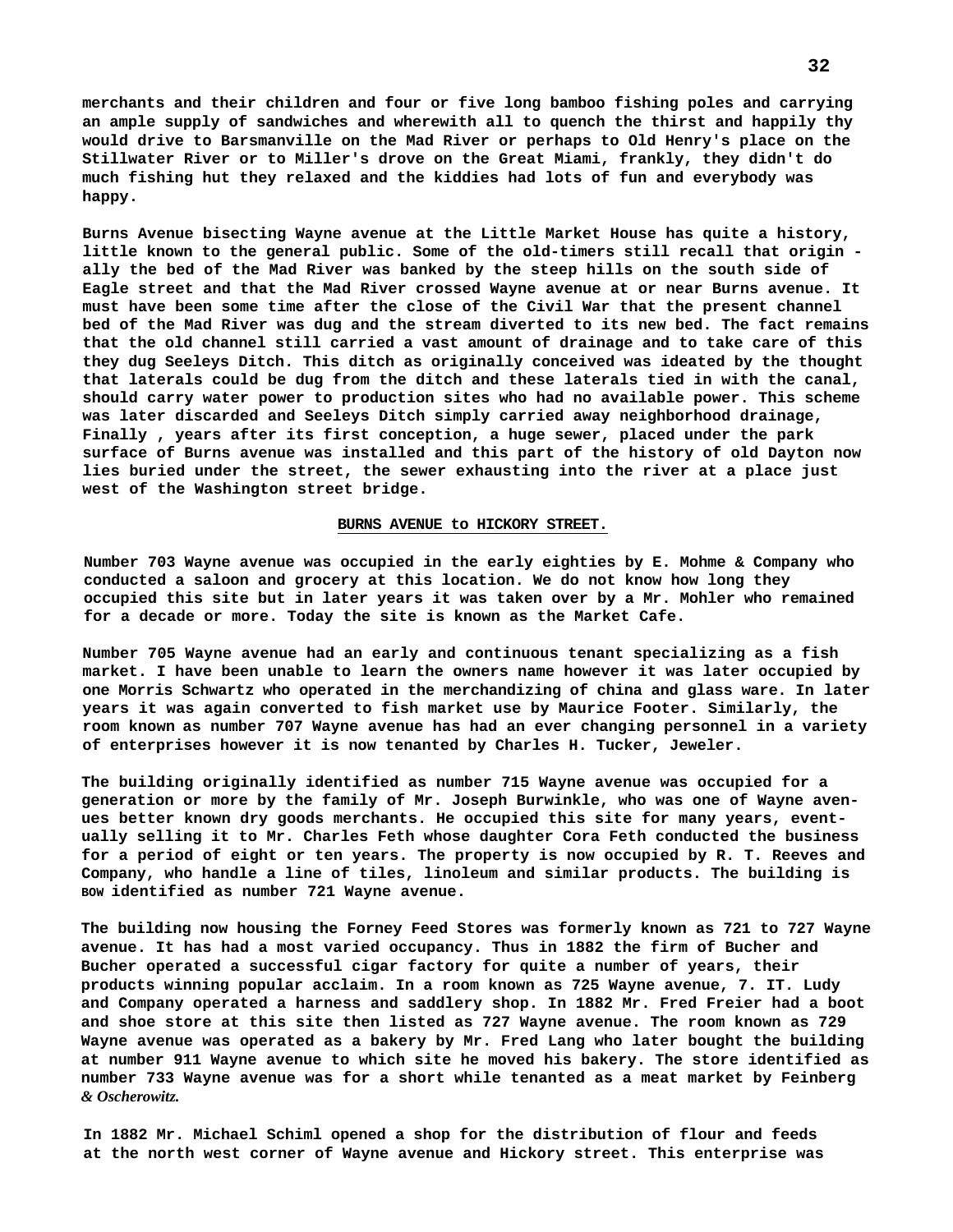merchants and their children and four or five long bamboo fishing poles and carrying an ample supply of sandwiches and wherewith all to quench the thirst and happily thy would drive to Barsmanville on the Mad River or perhaps to Old Henry's place on the Stillwater River or to Miller's drove on the Great Miami, frankly, they didn't do much fishing hut they relaxed and the kiddies had lots of fun and everybody was happy.

Burns Avenue bisecting Wayne avenue at the Little Market House has quite a history, little known to the general public. Some of the old-timers still recall that origin - ally the bed of the Mad River was banked by the steep hills on the south side of Eagle street and that the Mad River crossed Wayne avenue at or near Burns avenue. It must have been some time after the close of the Civil War that the present channel bed of the Mad River was dug and the stream diverted to its new bed. The fact remains that the old channel still carried a vast amount of drainage and to take care of this they dug Seeleys Ditch. This ditch as originally conceived was ideated by the thought that laterals could be dug from the ditch and these laterals tied in with the canal, should carry water power to production sites who had no available power. This scheme was later discarded and Seeleys Ditch simply carried away neighborhood drainage, Finally , years after its first conception, a huge sewer, placed under the park surface of Burns avenue was installed and this part of the history of old Dayton now lies buried under the street, the sewer exhausting into the river at a place just west of the Washington street bridge.

## BURNS AVENUE to HICKORY STREET.

Number 703 Wayne avenue was occupied in the early eighties by E. Mohme & Company who conducted a saloon and grocery at this location. We do not know how long they occupied this site but in later years it was taken over by a Mr. Mohler who remained for a decade or more. Today the site is known as the Market Cafe.

Number 705 Wayne avenue had an early and continuous tenant specializing as a fish market. I have been unable to learn the owners name however it was later occupied by one Morris Schwartz who operated in the merchandizing of china and glass ware. In later years it was again converted to fish market use by Maurice Footer. Similarly, the room known as number 707 Wayne avenue has had an ever changing personnel in a variety of enterprises however it is now tenanted by Charles H. Tucker, Jeweler.

The building originally identified as number 715 Wayne avenue was occupied for a generation or more by the family of Mr. Joseph Burwinkle, who was one of Wayne avenues better known dry goods merchants. He occupied this site for many years, eventually selling it to Mr. Charles Feth whose daughter Cora Feth conducted the business for a period of eight or ten years. The property is now occupied by R. T. Reeves and Company, who handle a line of tiles, linoleum and similar products. The building is BOW identified as number 721 Wayne avenue.

The building now housing the Forney Feed Stores was formerly known as 721 to 727 Wayne avenue. It has had a most varied occupancy. Thus in 1882 the firm of Bucher and Bucher operated a successful cigar factory for quite a number of years, their products winning popular acclaim. In a room known as 725 Wayne avenue, 7. IT. Ludy and Company operated a harness and saddlery shop. In 1882 Mr. Fred Freier had a boot and shoe store at this site then listed as 727 Wayne avenue. The room known as 729 Wayne avenue was operated as a bakery by Mr. Fred Lang who later bought the building at number 911 Wayne avenue to which site he moved his bakery. The store identified as number 733 Wayne avenue was for a short while tenanted as a meat market by Feinberg & Oscherowitz.

In 1882 Mr. Michael Schiml opened a shop for the distribution of flour and feeds at the north west corner of Wayne avenue and Hickory street. This enterprise was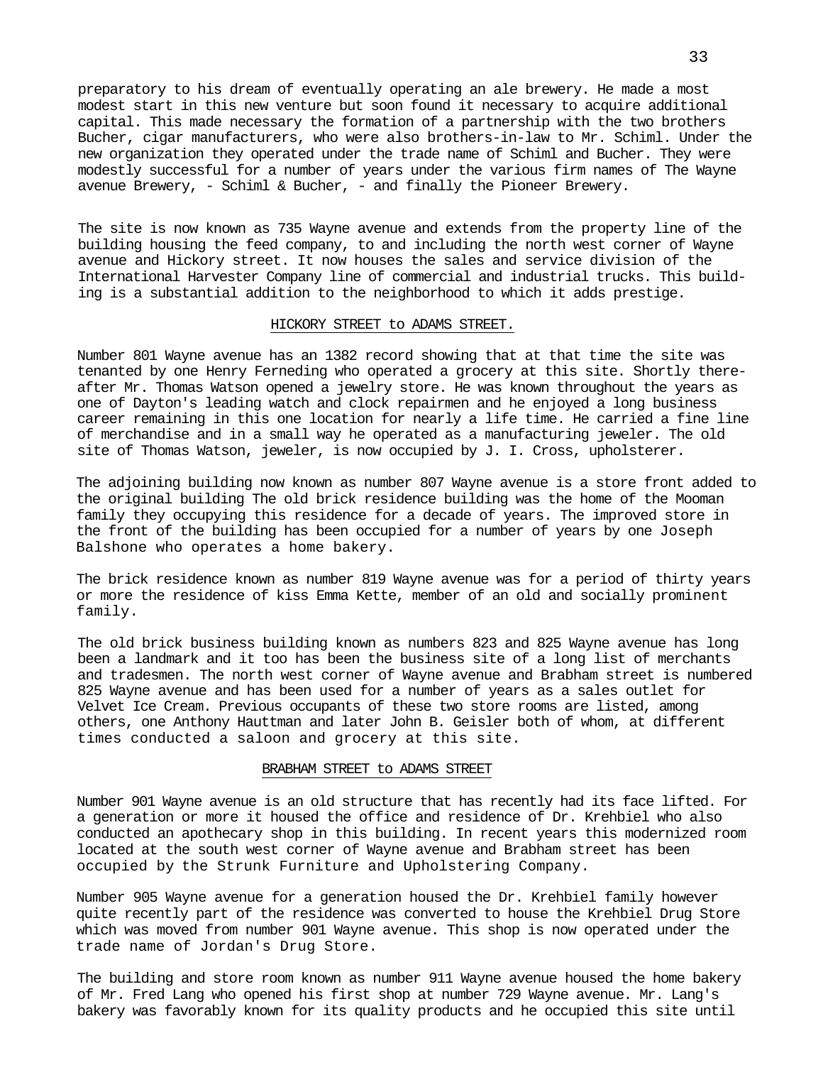preparatory to his dream of eventually operating an ale brewery. He made a most modest start in this new venture but soon found it necessary to acquire additional capital. This made necessary the formation of a partnership with the two brothers Bucher, cigar manufacturers, who were also brothers-in-law to Mr. Schiml. Under the new organization they operated under the trade name of Schiml and Bucher. They were modestly successful for a number of years under the various firm names of The Wayne avenue Brewery, - Schiml & Bucher, - and finally the Pioneer Brewery.

The site is now known as 735 Wayne avenue and extends from the property line of the building housing the feed company, to and including the north west corner of Wayne avenue and Hickory street. It now houses the sales and service division of the International Harvester Company line of commercial and industrial trucks. This building is a substantial addition to the neighborhood to which it adds prestige.

## HICKORY STREET to ADAMS STREET.

Number 801 Wayne avenue has an 1382 record showing that at that time the site was tenanted by one Henry Ferneding who operated a grocery at this site. Shortly thereafter Mr. Thomas Watson opened a jewelry store. He was known throughout the years as one of Dayton's leading watch and clock repairmen and he enjoyed a long business career remaining in this one location for nearly a life time. He carried a fine line of merchandise and in a small way he operated as a manufacturing jeweler. The old site of Thomas Watson, jeweler, is now occupied by J. I. Cross, upholsterer.

The adjoining building now known as number 807 Wayne avenue is a store front added to the original building The old brick residence building was the home of the Mooman family they occupying this residence for a decade of years. The improved store in the front of the building has been occupied for a number of years by one Joseph Balshone who operates a home bakery.

The brick residence known as number 819 Wayne avenue was for a period of thirty years or more the residence of kiss Emma Kette, member of an old and socially prominent family.

The old brick business building known as numbers 823 and 825 Wayne avenue has long been a landmark and it too has been the business site of a long list of merchants and tradesmen. The north west corner of Wayne avenue and Brabham street is numbered 825 Wayne avenue and has been used for a number of years as a sales outlet for Velvet Ice Cream. Previous occupants of these two store rooms are listed, among others, one Anthony Hauttman and later John B. Geisler both of whom, at different times conducted a saloon and grocery at this site.

## BRABHAM STREET to ADAMS STREET

Number 901 Wayne avenue is an old structure that has recently had its face lifted. For a generation or more it housed the office and residence of Dr. Krehbiel who also conducted an apothecary shop in this building. In recent years this modernized room located at the south west corner of Wayne avenue and Brabham street has been occupied by the Strunk Furniture and Upholstering Company.

Number 905 Wayne avenue for a generation housed the Dr. Krehbiel family however quite recently part of the residence was converted to house the Krehbiel Drug Store which was moved from number 901 Wayne avenue. This shop is now operated under the trade name of Jordan's Drug Store.

The building and store room known as number 911 Wayne avenue housed the home bakery of Mr. Fred Lang who opened his first shop at number 729 Wayne avenue. Mr. Lang's bakery was favorably known for its quality products and he occupied this site until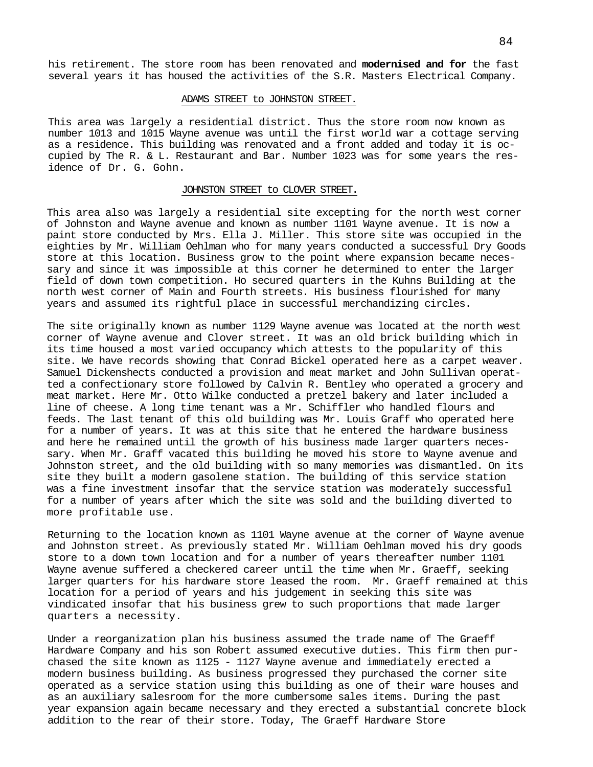his retirement. The store room has been renovated and **modernised and for** the fast several years it has housed the activities of the S.R. Masters Electrical Company.

## ADAMS STREET to JOHNSTON STREET.

This area was largely a residential district. Thus the store room now known as number 1013 and 1015 Wayne avenue was until the first world war a cottage serving as a residence. This building was renovated and a front added and today it is occupied by The R. & L. Restaurant and Bar. Number 1023 was for some years the residence of Dr. G. Gohn.

## JOHNSTON STREET to CLOVER STREET.

This area also was largely a residential site excepting for the north west corner of Johnston and Wayne avenue and known as number 1101 Wayne avenue. It is now a paint store conducted by Mrs. Ella J. Miller. This store site was occupied in the eighties by Mr. William Oehlman who for many years conducted a successful Dry Goods store at this location. Business grow to the point where expansion became necessary and since it was impossible at this corner he determined to enter the larger field of down town competition. Ho secured quarters in the Kuhns Building at the north west corner of Main and Fourth streets. His business flourished for many years and assumed its rightful place in successful merchandizing circles.

The site originally known as number 1129 Wayne avenue was located at the north west corner of Wayne avenue and Clover street. It was an old brick building which in its time housed a most varied occupancy which attests to the popularity of this site. We have records showing that Conrad Bickel operated here as a carpet weaver. Samuel Dickenshects conducted a provision and meat market and John Sullivan operatted a confectionary store followed by Calvin R. Bentley who operated a grocery and meat market. Here Mr. Otto Wilke conducted a pretzel bakery and later included a line of cheese. A long time tenant was a Mr. Schiffler who handled flours and feeds. The last tenant of this old building was Mr. Louis Graff who operated here for a number of years. It was at this site that he entered the hardware business and here he remained until the growth of his business made larger quarters necessary. When Mr. Graff vacated this building he moved his store to Wayne avenue and Johnston street, and the old building with so many memories was dismantled. On its site they built a modern gasolene station. The building of this service station was a fine investment insofar that the service station was moderately successful for a number of years after which the site was sold and the building diverted to more profitable use.

Returning to the location known as 1101 Wayne avenue at the corner of Wayne avenue and Johnston street. As previously stated Mr. William Oehlman moved his dry goods store to a down town location and for a number of years thereafter number 1101 Wayne avenue suffered a checkered career until the time when Mr. Graeff, seeking larger quarters for his hardware store leased the room. Mr. Graeff remained at this location for a period of years and his judgement in seeking this site was vindicated insofar that his business grew to such proportions that made larger quarters a necessity.

Under a reorganization plan his business assumed the trade name of The Graeff Hardware Company and his son Robert assumed executive duties. This firm then purchased the site known as 1125 - 1127 Wayne avenue and immediately erected a modern business building. As business progressed they purchased the corner site operated as a service station using this building as one of their ware houses and as an auxiliary salesroom for the more cumbersome sales items. During the past year expansion again became necessary and they erected a substantial concrete block addition to the rear of their store. Today, The Graeff Hardware Store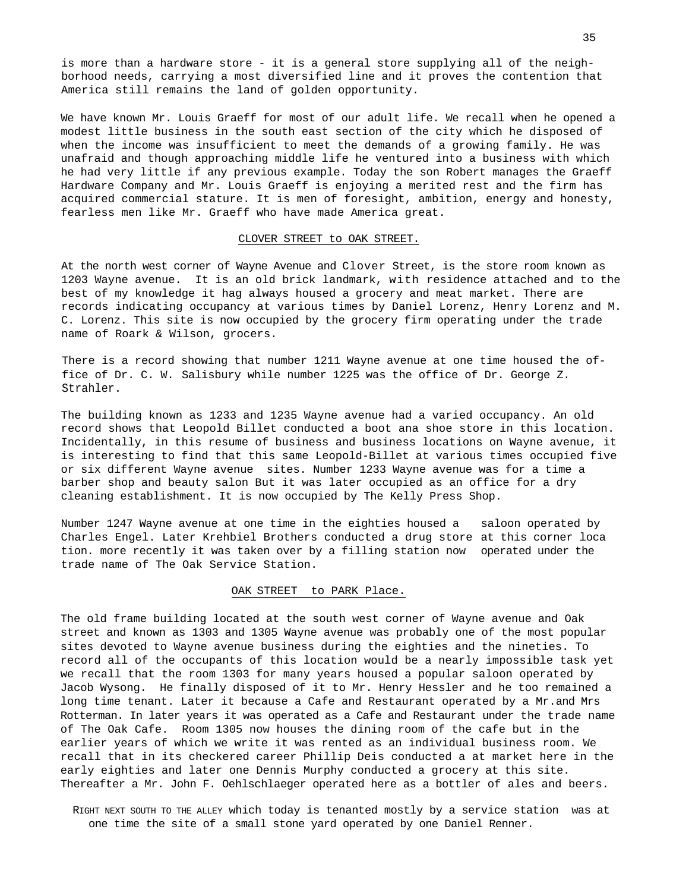is more than a hardware store - it is a general store supplying all of the neighborhood needs, carrying a most diversified line and it proves the contention that America still remains the land of golden opportunity.

We have known Mr. Louis Graeff for most of our adult life. We recall when he opened a modest little business in the south east section of the city which he disposed of when the income was insufficient to meet the demands of a growing family. He was unafraid and though approaching middle life he ventured into a business with which he had very little if any previous example. Today the son Robert manages the Graeff Hardware Company and Mr. Louis Graeff is enjoying a merited rest and the firm has acquired commercial stature. It is men of foresight, ambition, energy and honesty, fearless men like Mr. Graeff who have made America great.

## CLOVER STREET to OAK STREET.

At the north west corner of Wayne Avenue and Clover Street, is the store room known as 1203 Wayne avenue. It is an old brick landmark, with residence attached and to the best of my knowledge it hag always housed a grocery and meat market. There are records indicating occupancy at various times by Daniel Lorenz, Henry Lorenz and M. C. Lorenz. This site is now occupied by the grocery firm operating under the trade name of Roark & Wilson, grocers.

There is a record showing that number 1211 Wayne avenue at one time housed the office of Dr. C. W. Salisbury while number 1225 was the office of Dr. George Z. Strahler.

The building known as 1233 and 1235 Wayne avenue had a varied occupancy. An old record shows that Leopold Billet conducted a boot ana shoe store in this location. Incidentally, in this resume of business and business locations on Wayne avenue, it is interesting to find that this same Leopold-Billet at various times occupied five or six different Wayne avenue sites. Number 1233 Wayne avenue was for a time a barber shop and beauty salon But it was later occupied as an office for a dry cleaning establishment. It is now occupied by The Kelly Press Shop.

Number 1247 Wayne avenue at one time in the eighties housed a saloon operated by Charles Engel. Later Krehbiel Brothers conducted a drug store at this corner location. more recently it was taken over by a filling station now operated under the trade name of The Oak Service Station.

## OAK STREET to PARK Place.

The old frame building located at the south west corner of Wayne avenue and Oak street and known as 1303 and 1305 Wayne avenue was probably one of the most popular sites devoted to Wayne avenue business during the eighties and the nineties. To record all of the occupants of this location would be a nearly impossible task yet we recall that the room 1303 for many years housed a popular saloon operated by Jacob Wysong. He finally disposed of it to Mr. Henry Hessler and he too remained a long time tenant. Later it because a Cafe and Restaurant operated by a Mr.and Mrs Rotterman. In later years it was operated as a Cafe and Restaurant under the trade name of The Oak Cafe. Room 1305 now houses the dining room of the cafe but in the earlier years of which we write it was rented as an individual business room. We recall that in its checkered career Phillip Deis conducted a at market here in the early eighties and later one Dennis Murphy conducted a grocery at this site. Thereafter a Mr. John F. Oehlschlaeger operated here as a bottler of ales and beers.

RIGHT NEXT SOUTH TO THE ALLEY which today is tenanted mostly by a service station was at one time the site of a small stone yard operated by one Daniel Renner.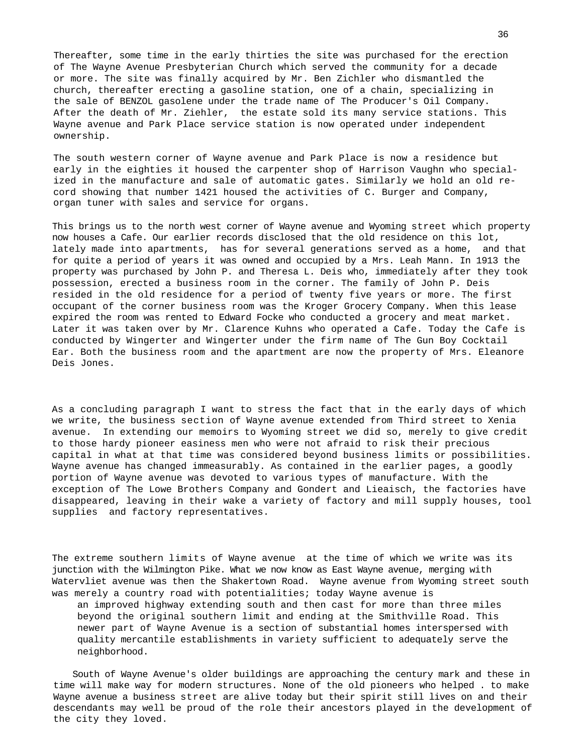Thereafter, some time in the early thirties the site was purchased for the erection of The Wayne Avenue Presbyterian Church which served the community for a decade or more. The site was finally acquired by Mr. Ben Zichler who dismantled the church, thereafter erecting a gasoline station, one of a chain, specializing in the sale of BENZOL gasolene under the trade name of The Producer's Oil Company. After the death of Mr. Ziehler, the estate sold its many service stations. This Wayne avenue and Park Place service station is now operated under independent ownership.

The south western corner of Wayne avenue and Park Place is now a residence but early in the eighties it housed the carpenter shop of Harrison Vaughn who specialized in the manufacture and sale of automatic gates. Similarly we hold an old record showing that number 1421 housed the activities of C. Burger and Company, organ tuner with sales and service for organs.

This brings us to the north west corner of Wayne avenue and Wyoming street which property now houses a Cafe. Our earlier records disclosed that the old residence on this lot, lately made into apartments, has for several generations served as a home, and that for quite a period of years it was owned and occupied by a Mrs. Leah Mann. In 1913 the property was purchased by John P. and Theresa L. Deis who, immediately after they took possession, erected a business room in the corner. The family of John P. Deis resided in the old residence for a period of twenty five years or more. The first occupant of the corner business room was the Kroger Grocery Company. When this lease expired the room was rented to Edward Focke who conducted a grocery and meat market. Later it was taken over by Mr. Clarence Kuhns who operated a Cafe. Today the Cafe is conducted by Wingerter and Wingerter under the firm name of The Gun Boy Cocktail Ear. Both the business room and the apartment are now the property of Mrs. Eleanore Deis Jones.

As a concluding paragraph I want to stress the fact that in the early days of which we write, the business section of Wayne avenue extended from Third street to Xenia avenue. In extending our memoirs to Wyoming street we did so, merely to give credit to those hardy pioneer easiness men who were not afraid to risk their precious capital in what at that time was considered beyond business limits or possibilities. Wayne avenue has changed immeasurably. As contained in the earlier pages, a goodly portion of Wayne avenue was devoted to various types of manufacture. With the exception of The Lowe Brothers Company and Gondert and Lieaisch, the factories have disappeared, leaving in their wake a variety of factory and mill supply houses, tool supplies and factory representatives.

The extreme southern limits of Wayne avenue at the time of which we write was its junction with the Wilmington Pike. What we now know as East Wayne avenue, merging with Watervliet avenue was then the Shakertown Road. Wayne avenue from Wyoming street south was merely a country road with potentialities; today Wayne avenue is an improved highway extending south and then cast for more than three miles beyond the original southern limit and ending at the Smithville Road. This newer part of Wayne Avenue is a section of substantial homes interspersed with quality mercantile establishments in variety sufficient to adequately serve the neighborhood.

South of Wayne Avenue's older buildings are approaching the century mark and these in time will make way for modern structures. None of the old pioneers who helped . to make Wayne avenue a business street are alive today but their spirit still lives on and their descendants may well be proud of the role their ancestors played in the development of the city they loved.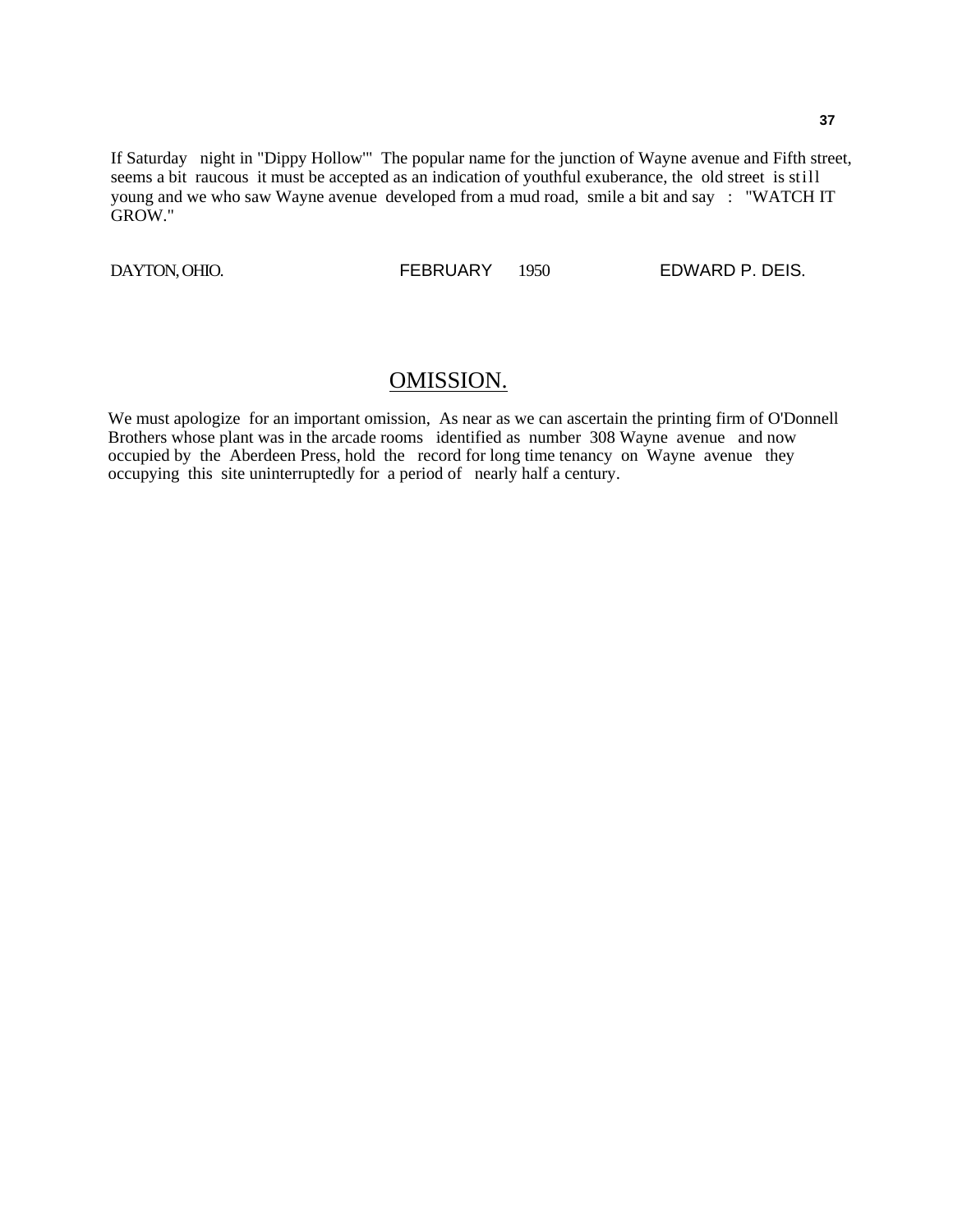If Saturday night in "Dippy Hollow'" The popular name for the junction of Wayne avenue and Fifth street, seems a bit raucous it must be accepted as an indication of youthful exuberance, the old street is still young and we who saw Wayne avenue developed from a mud road, smile a bit and say : "WATCH IT GROW."

DAYTON, OHIO. FEBRUARY 1950 EDWARD P. DEIS.

## OMISSION.

We must apologize for an important omission, As near as we can ascertain the printing firm of O'Donnell Brothers whose plant was in the arcade rooms identified as number 308 Wayne avenue and now occupied by the Aberdeen Press, hold the record for long time tenancy on Wayne avenue they occupying this site uninterruptedly for a period of nearly half a century.